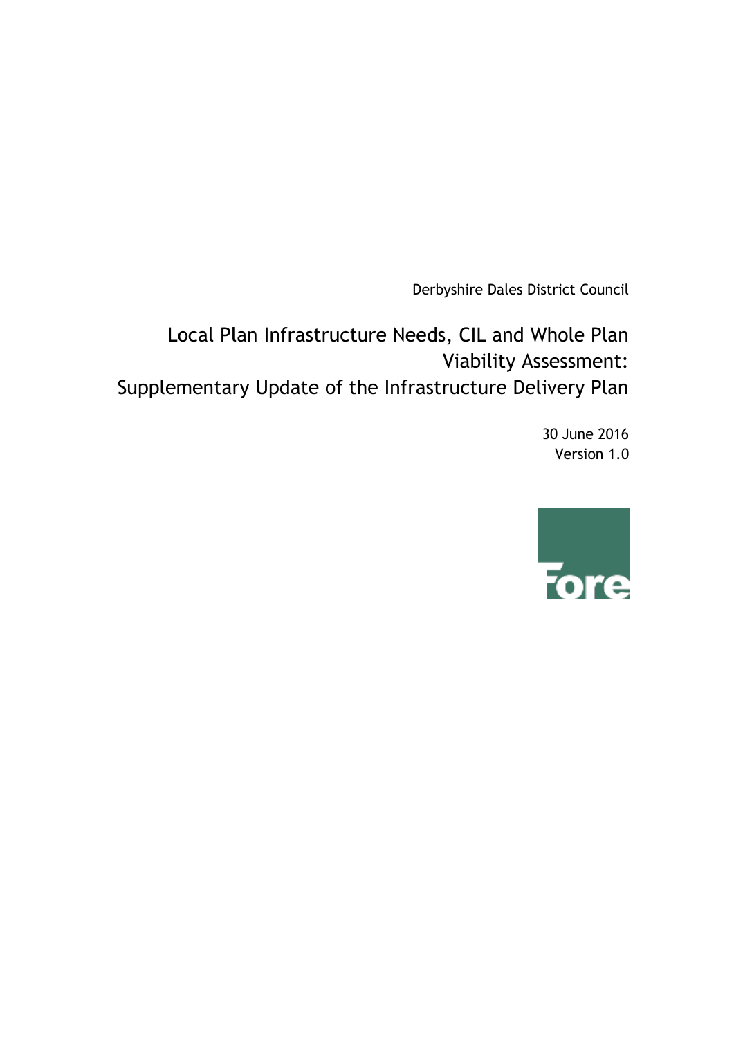Derbyshire Dales District Council

# Local Plan Infrastructure Needs, CIL and Whole Plan Viability Assessment: Supplementary Update of the Infrastructure Delivery Plan

30 June 2016
Version 1.0

Fore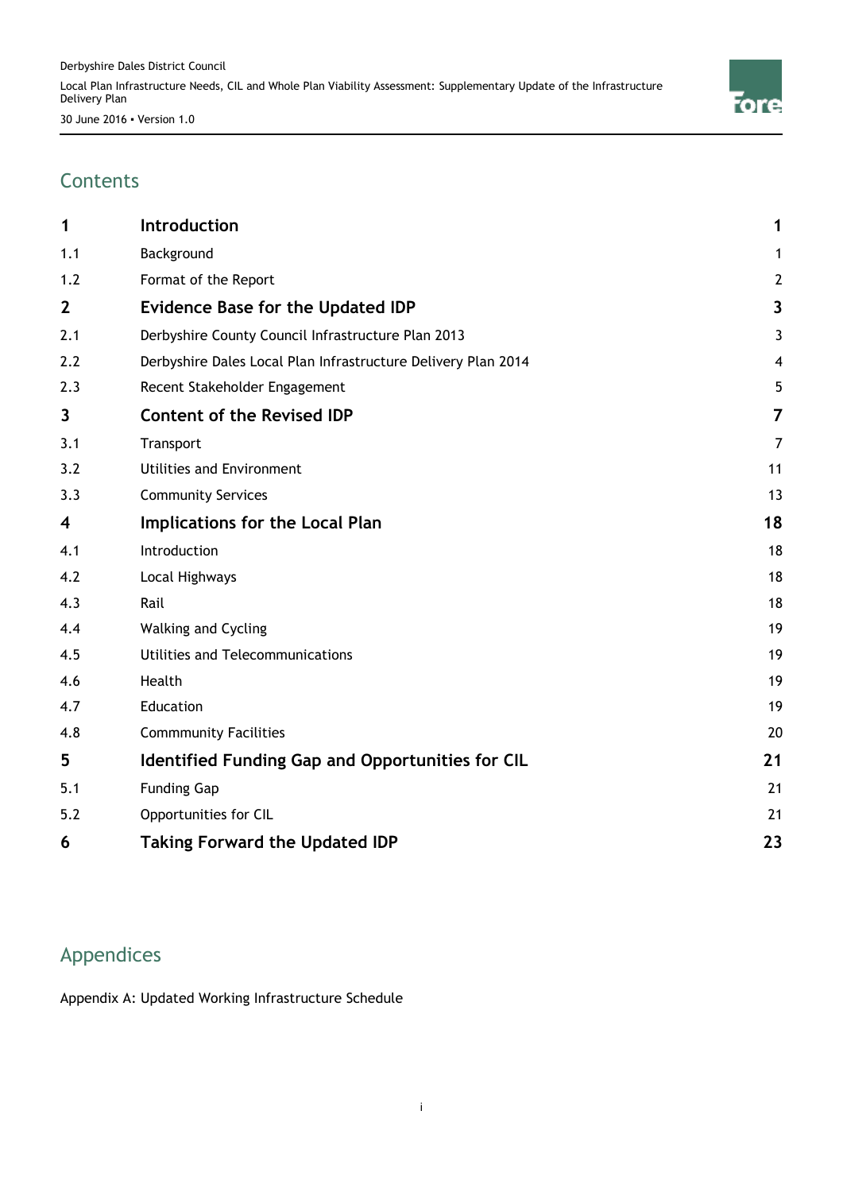## Contents

| | | |
|---|---|---|
| **1** | **Introduction** | **1** |
| 1.1 | Background | 1 |
| 1.2 | Format of the Report | 2 |
| **2** | **Evidence Base for the Updated IDP** | **3** |
| 2.1 | Derbyshire County Council Infrastructure Plan 2013 | 3 |
| 2.2 | Derbyshire Dales Local Plan Infrastructure Delivery Plan 2014 | 4 |
| 2.3 | Recent Stakeholder Engagement | 5 |
| **3** | **Content of the Revised IDP** | **7** |
| 3.1 | Transport | 7 |
| 3.2 | Utilities and Environment | 11 |
| 3.3 | Community Services | 13 |
| **4** | **Implications for the Local Plan** | **18** |
| 4.1 | Introduction | 18 |
| 4.2 | Local Highways | 18 |
| 4.3 | Rail | 18 |
| 4.4 | Walking and Cycling | 19 |
| 4.5 | Utilities and Telecommunications | 19 |
| 4.6 | Health | 19 |
| 4.7 | Education | 19 |
| 4.8 | Commmunity Facilities | 20 |
| **5** | **Identified Funding Gap and Opportunities for CIL** | **21** |
| 5.1 | Funding Gap | 21 |
| 5.2 | Opportunities for CIL | 21 |
| **6** | **Taking Forward the Updated IDP** | **23** |

## Appendices

Appendix A: Updated Working Infrastructure Schedule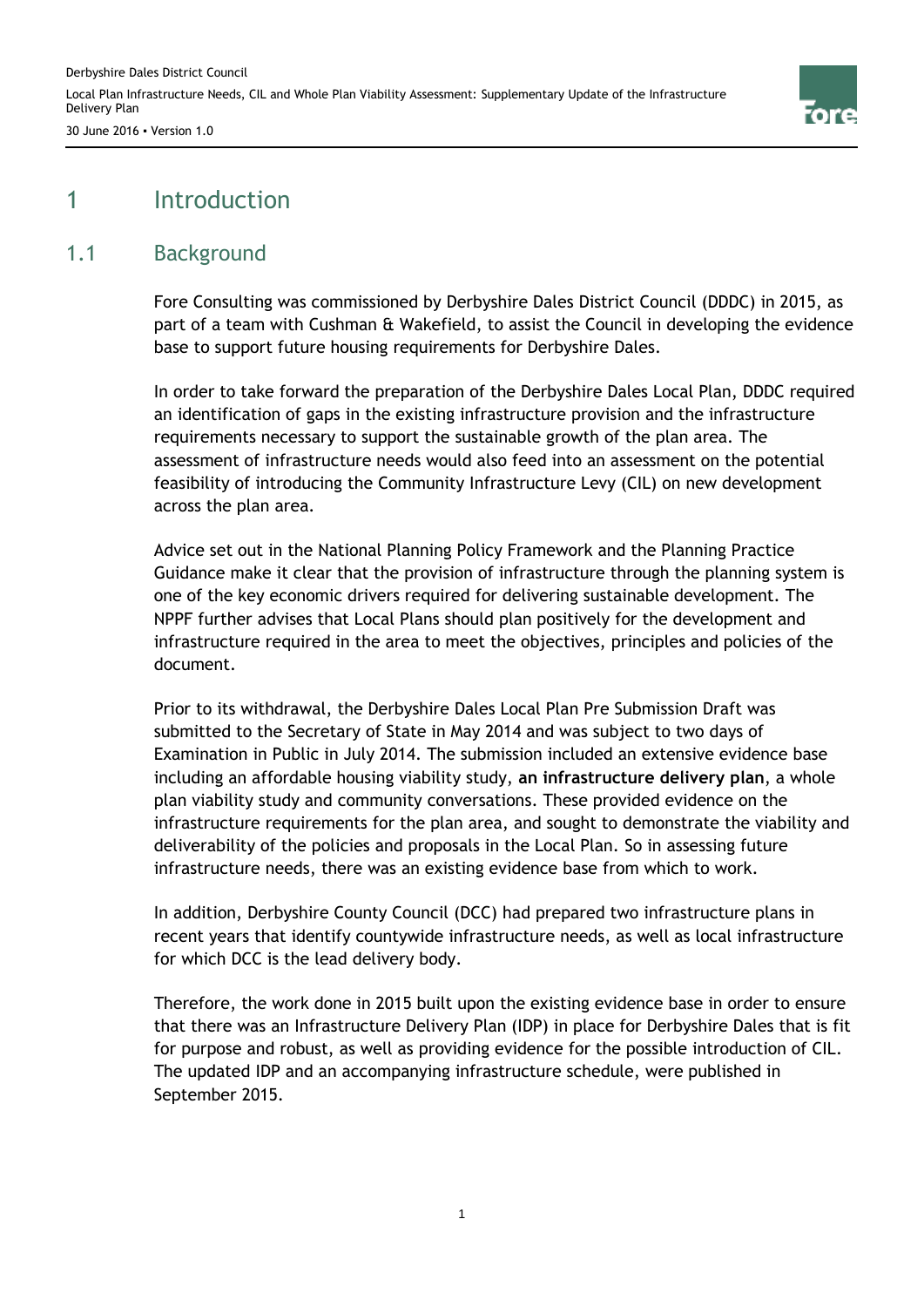# 1 Introduction

## 1.1 Background

Fore Consulting was commissioned by Derbyshire Dales District Council (DDDC) in 2015, as part of a team with Cushman & Wakefield, to assist the Council in developing the evidence base to support future housing requirements for Derbyshire Dales.

In order to take forward the preparation of the Derbyshire Dales Local Plan, DDDC required an identification of gaps in the existing infrastructure provision and the infrastructure requirements necessary to support the sustainable growth of the plan area. The assessment of infrastructure needs would also feed into an assessment on the potential feasibility of introducing the Community Infrastructure Levy (CIL) on new development across the plan area.

Advice set out in the National Planning Policy Framework and the Planning Practice Guidance make it clear that the provision of infrastructure through the planning system is one of the key economic drivers required for delivering sustainable development. The NPPF further advises that Local Plans should plan positively for the development and infrastructure required in the area to meet the objectives, principles and policies of the document.

Prior to its withdrawal, the Derbyshire Dales Local Plan Pre Submission Draft was submitted to the Secretary of State in May 2014 and was subject to two days of Examination in Public in July 2014. The submission included an extensive evidence base including an affordable housing viability study, **an infrastructure delivery plan**, a whole plan viability study and community conversations. These provided evidence on the infrastructure requirements for the plan area, and sought to demonstrate the viability and deliverability of the policies and proposals in the Local Plan. So in assessing future infrastructure needs, there was an existing evidence base from which to work.

In addition, Derbyshire County Council (DCC) had prepared two infrastructure plans in recent years that identify countywide infrastructure needs, as well as local infrastructure for which DCC is the lead delivery body.

Therefore, the work done in 2015 built upon the existing evidence base in order to ensure that there was an Infrastructure Delivery Plan (IDP) in place for Derbyshire Dales that is fit for purpose and robust, as well as providing evidence for the possible introduction of CIL. The updated IDP and an accompanying infrastructure schedule, were published in September 2015.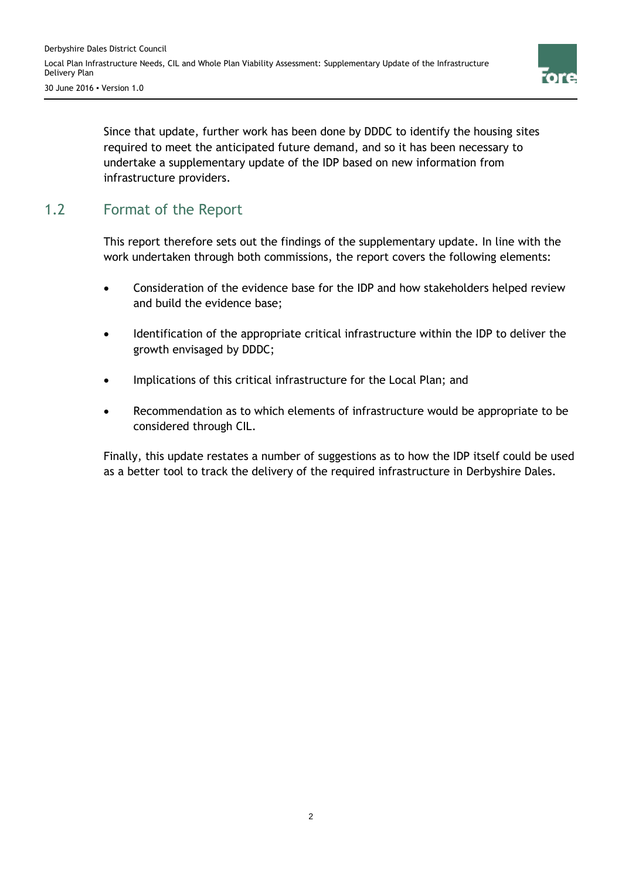Since that update, further work has been done by DDDC to identify the housing sites required to meet the anticipated future demand, and so it has been necessary to undertake a supplementary update of the IDP based on new information from infrastructure providers.

## 1.2 Format of the Report

This report therefore sets out the findings of the supplementary update. In line with the work undertaken through both commissions, the report covers the following elements:

- Consideration of the evidence base for the IDP and how stakeholders helped review and build the evidence base;
- Identification of the appropriate critical infrastructure within the IDP to deliver the growth envisaged by DDDC;
- Implications of this critical infrastructure for the Local Plan; and
- Recommendation as to which elements of infrastructure would be appropriate to be considered through CIL.

Finally, this update restates a number of suggestions as to how the IDP itself could be used as a better tool to track the delivery of the required infrastructure in Derbyshire Dales.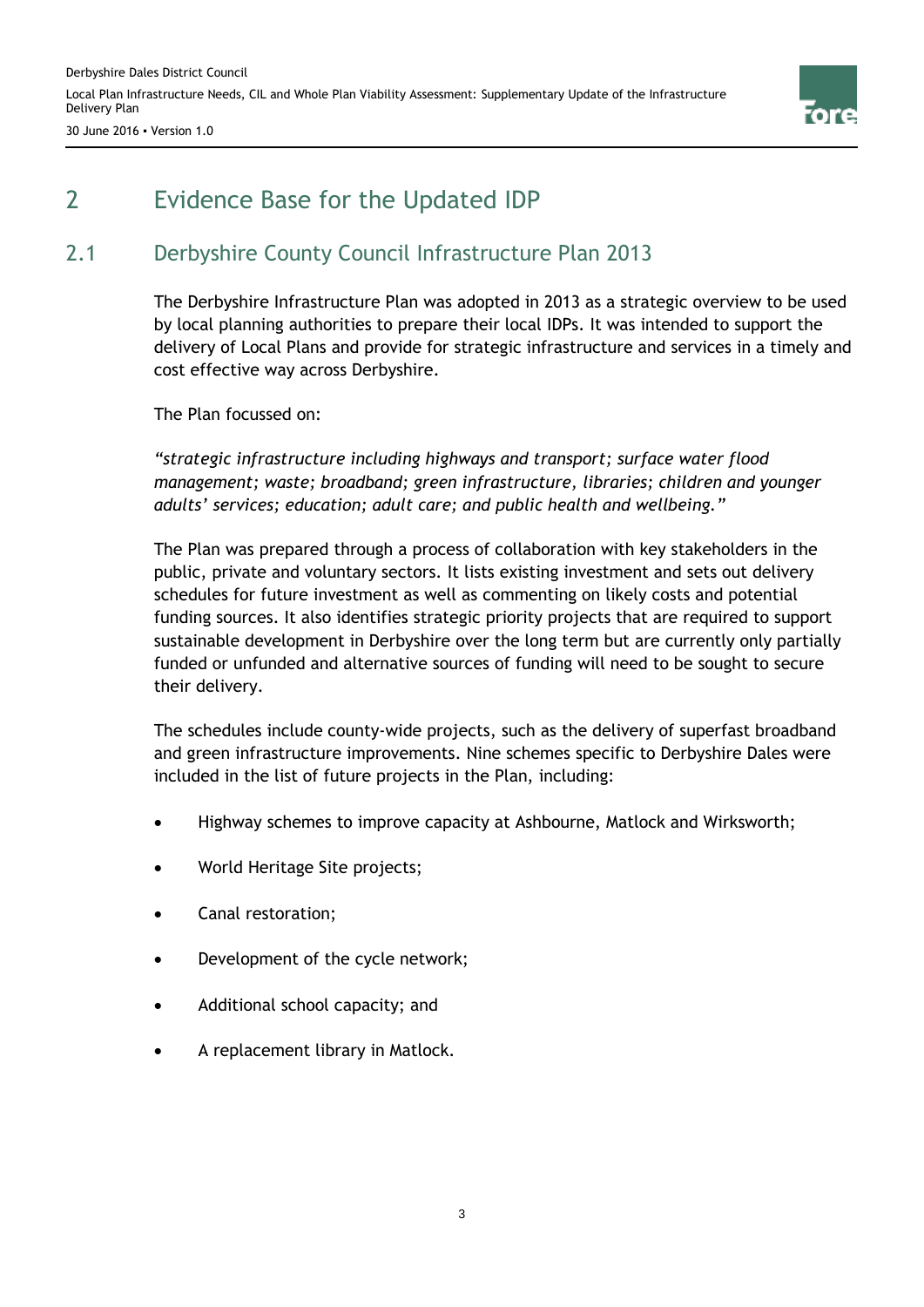# 2 Evidence Base for the Updated IDP

## 2.1 Derbyshire County Council Infrastructure Plan 2013

The Derbyshire Infrastructure Plan was adopted in 2013 as a strategic overview to be used by local planning authorities to prepare their local IDPs. It was intended to support the delivery of Local Plans and provide for strategic infrastructure and services in a timely and cost effective way across Derbyshire.

The Plan focussed on:

*"strategic infrastructure including highways and transport; surface water flood management; waste; broadband; green infrastructure, libraries; children and younger adults' services; education; adult care; and public health and wellbeing."*

The Plan was prepared through a process of collaboration with key stakeholders in the public, private and voluntary sectors. It lists existing investment and sets out delivery schedules for future investment as well as commenting on likely costs and potential funding sources. It also identifies strategic priority projects that are required to support sustainable development in Derbyshire over the long term but are currently only partially funded or unfunded and alternative sources of funding will need to be sought to secure their delivery.

The schedules include county-wide projects, such as the delivery of superfast broadband and green infrastructure improvements. Nine schemes specific to Derbyshire Dales were included in the list of future projects in the Plan, including:

- Highway schemes to improve capacity at Ashbourne, Matlock and Wirksworth;
- World Heritage Site projects;
- Canal restoration;
- Development of the cycle network;
- Additional school capacity; and
- A replacement library in Matlock.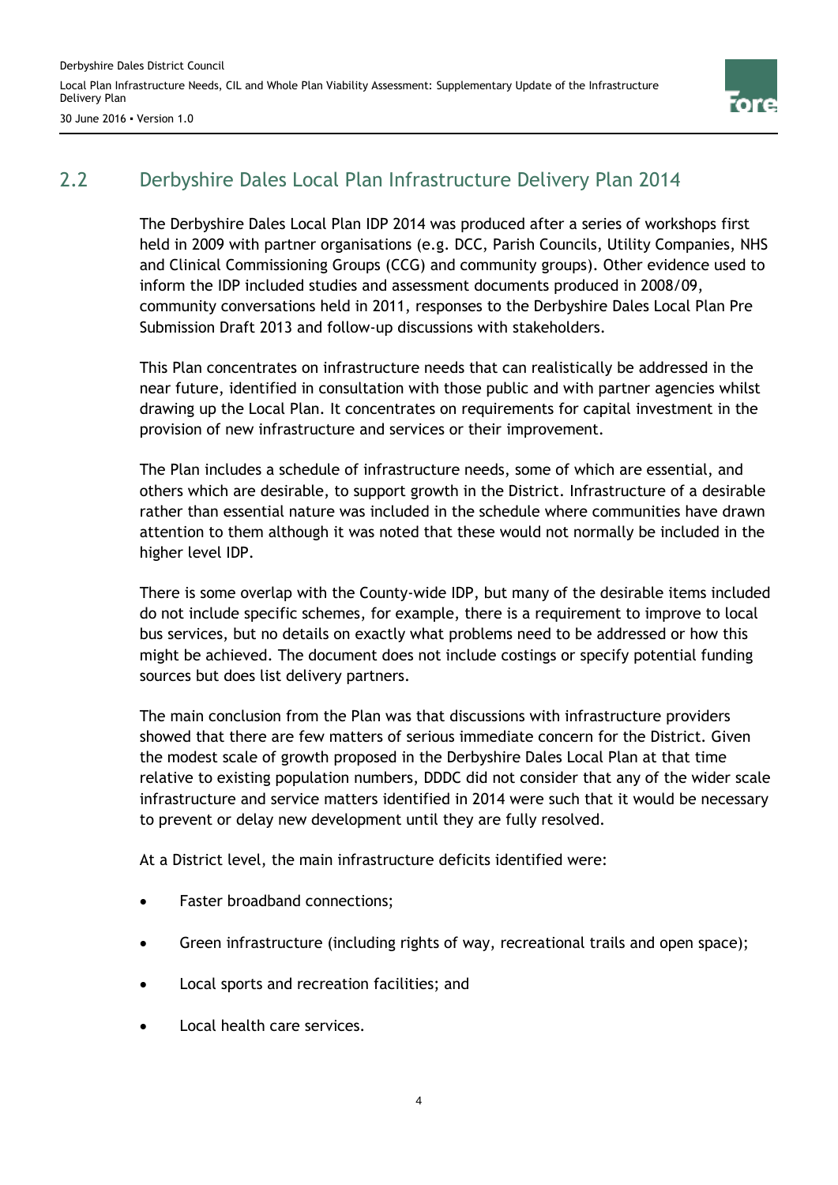## 2.2 Derbyshire Dales Local Plan Infrastructure Delivery Plan 2014

The Derbyshire Dales Local Plan IDP 2014 was produced after a series of workshops first held in 2009 with partner organisations (e.g. DCC, Parish Councils, Utility Companies, NHS and Clinical Commissioning Groups (CCG) and community groups). Other evidence used to inform the IDP included studies and assessment documents produced in 2008/09, community conversations held in 2011, responses to the Derbyshire Dales Local Plan Pre Submission Draft 2013 and follow-up discussions with stakeholders.

This Plan concentrates on infrastructure needs that can realistically be addressed in the near future, identified in consultation with those public and with partner agencies whilst drawing up the Local Plan. It concentrates on requirements for capital investment in the provision of new infrastructure and services or their improvement.

The Plan includes a schedule of infrastructure needs, some of which are essential, and others which are desirable, to support growth in the District. Infrastructure of a desirable rather than essential nature was included in the schedule where communities have drawn attention to them although it was noted that these would not normally be included in the higher level IDP.

There is some overlap with the County-wide IDP, but many of the desirable items included do not include specific schemes, for example, there is a requirement to improve to local bus services, but no details on exactly what problems need to be addressed or how this might be achieved. The document does not include costings or specify potential funding sources but does list delivery partners.

The main conclusion from the Plan was that discussions with infrastructure providers showed that there are few matters of serious immediate concern for the District. Given the modest scale of growth proposed in the Derbyshire Dales Local Plan at that time relative to existing population numbers, DDDC did not consider that any of the wider scale infrastructure and service matters identified in 2014 were such that it would be necessary to prevent or delay new development until they are fully resolved.

At a District level, the main infrastructure deficits identified were:

- Faster broadband connections;
- Green infrastructure (including rights of way, recreational trails and open space);
- Local sports and recreation facilities; and
- Local health care services.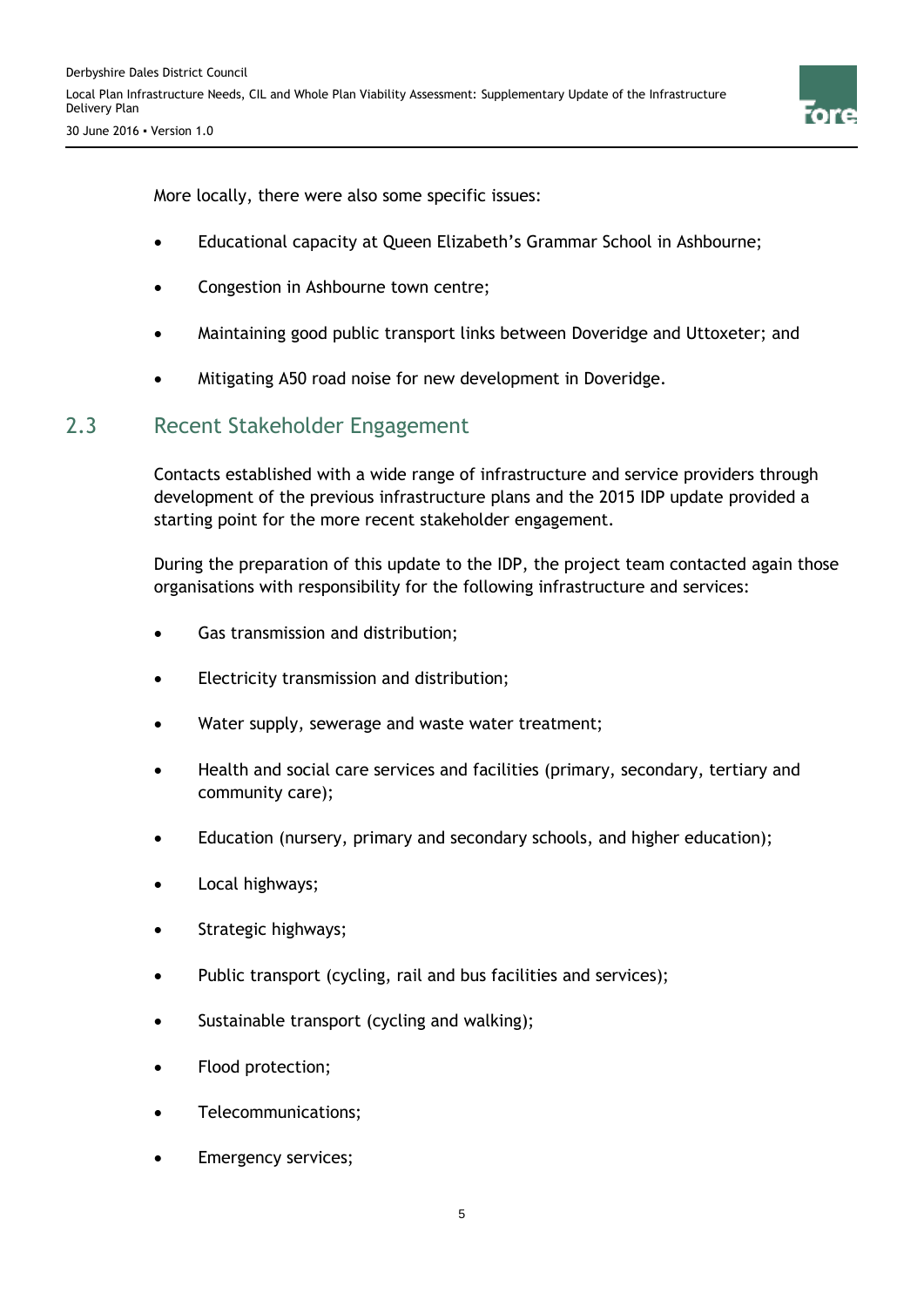More locally, there were also some specific issues:

- Educational capacity at Queen Elizabeth's Grammar School in Ashbourne;
- Congestion in Ashbourne town centre;
- Maintaining good public transport links between Doveridge and Uttoxeter; and
- Mitigating A50 road noise for new development in Doveridge.

## 2.3 Recent Stakeholder Engagement

Contacts established with a wide range of infrastructure and service providers through development of the previous infrastructure plans and the 2015 IDP update provided a starting point for the more recent stakeholder engagement.

During the preparation of this update to the IDP, the project team contacted again those organisations with responsibility for the following infrastructure and services:

- Gas transmission and distribution;
- Electricity transmission and distribution;
- Water supply, sewerage and waste water treatment;
- Health and social care services and facilities (primary, secondary, tertiary and community care);
- Education (nursery, primary and secondary schools, and higher education);
- Local highways;
- Strategic highways;
- Public transport (cycling, rail and bus facilities and services);
- Sustainable transport (cycling and walking);
- Flood protection;
- Telecommunications;
- Emergency services;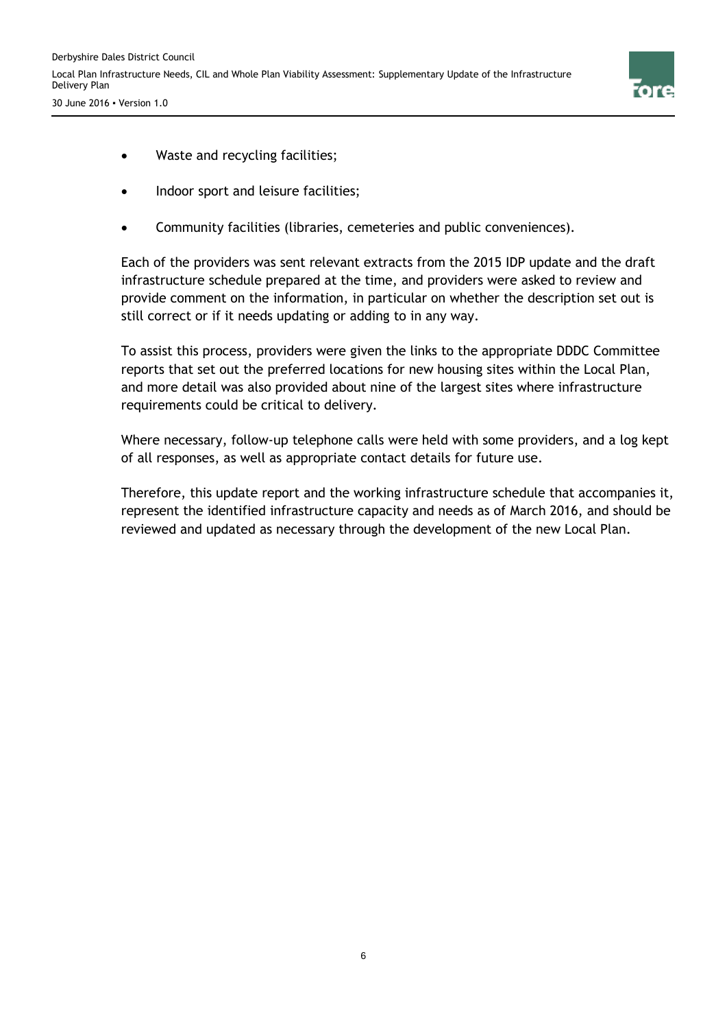- Waste and recycling facilities;
- Indoor sport and leisure facilities;
- Community facilities (libraries, cemeteries and public conveniences).

Each of the providers was sent relevant extracts from the 2015 IDP update and the draft infrastructure schedule prepared at the time, and providers were asked to review and provide comment on the information, in particular on whether the description set out is still correct or if it needs updating or adding to in any way.

To assist this process, providers were given the links to the appropriate DDDC Committee reports that set out the preferred locations for new housing sites within the Local Plan, and more detail was also provided about nine of the largest sites where infrastructure requirements could be critical to delivery.

Where necessary, follow-up telephone calls were held with some providers, and a log kept of all responses, as well as appropriate contact details for future use.

Therefore, this update report and the working infrastructure schedule that accompanies it, represent the identified infrastructure capacity and needs as of March 2016, and should be reviewed and updated as necessary through the development of the new Local Plan.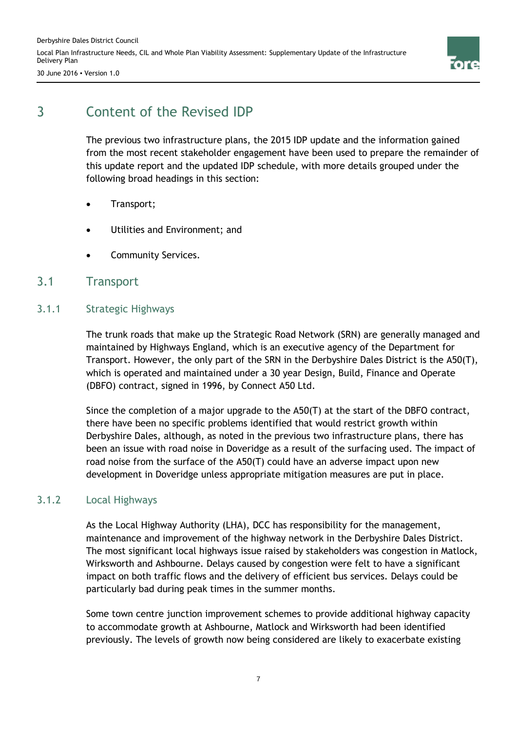# 3 Content of the Revised IDP

The previous two infrastructure plans, the 2015 IDP update and the information gained from the most recent stakeholder engagement have been used to prepare the remainder of this update report and the updated IDP schedule, with more details grouped under the following broad headings in this section:

- Transport;
- Utilities and Environment; and
- Community Services.

## 3.1 Transport

### 3.1.1 Strategic Highways

The trunk roads that make up the Strategic Road Network (SRN) are generally managed and maintained by Highways England, which is an executive agency of the Department for Transport. However, the only part of the SRN in the Derbyshire Dales District is the A50(T), which is operated and maintained under a 30 year Design, Build, Finance and Operate (DBFO) contract, signed in 1996, by Connect A50 Ltd.

Since the completion of a major upgrade to the A50(T) at the start of the DBFO contract, there have been no specific problems identified that would restrict growth within Derbyshire Dales, although, as noted in the previous two infrastructure plans, there has been an issue with road noise in Doveridge as a result of the surfacing used. The impact of road noise from the surface of the A50(T) could have an adverse impact upon new development in Doveridge unless appropriate mitigation measures are put in place.

### 3.1.2 Local Highways

As the Local Highway Authority (LHA), DCC has responsibility for the management, maintenance and improvement of the highway network in the Derbyshire Dales District. The most significant local highways issue raised by stakeholders was congestion in Matlock, Wirksworth and Ashbourne. Delays caused by congestion were felt to have a significant impact on both traffic flows and the delivery of efficient bus services. Delays could be particularly bad during peak times in the summer months.

Some town centre junction improvement schemes to provide additional highway capacity to accommodate growth at Ashbourne, Matlock and Wirksworth had been identified previously. The levels of growth now being considered are likely to exacerbate existing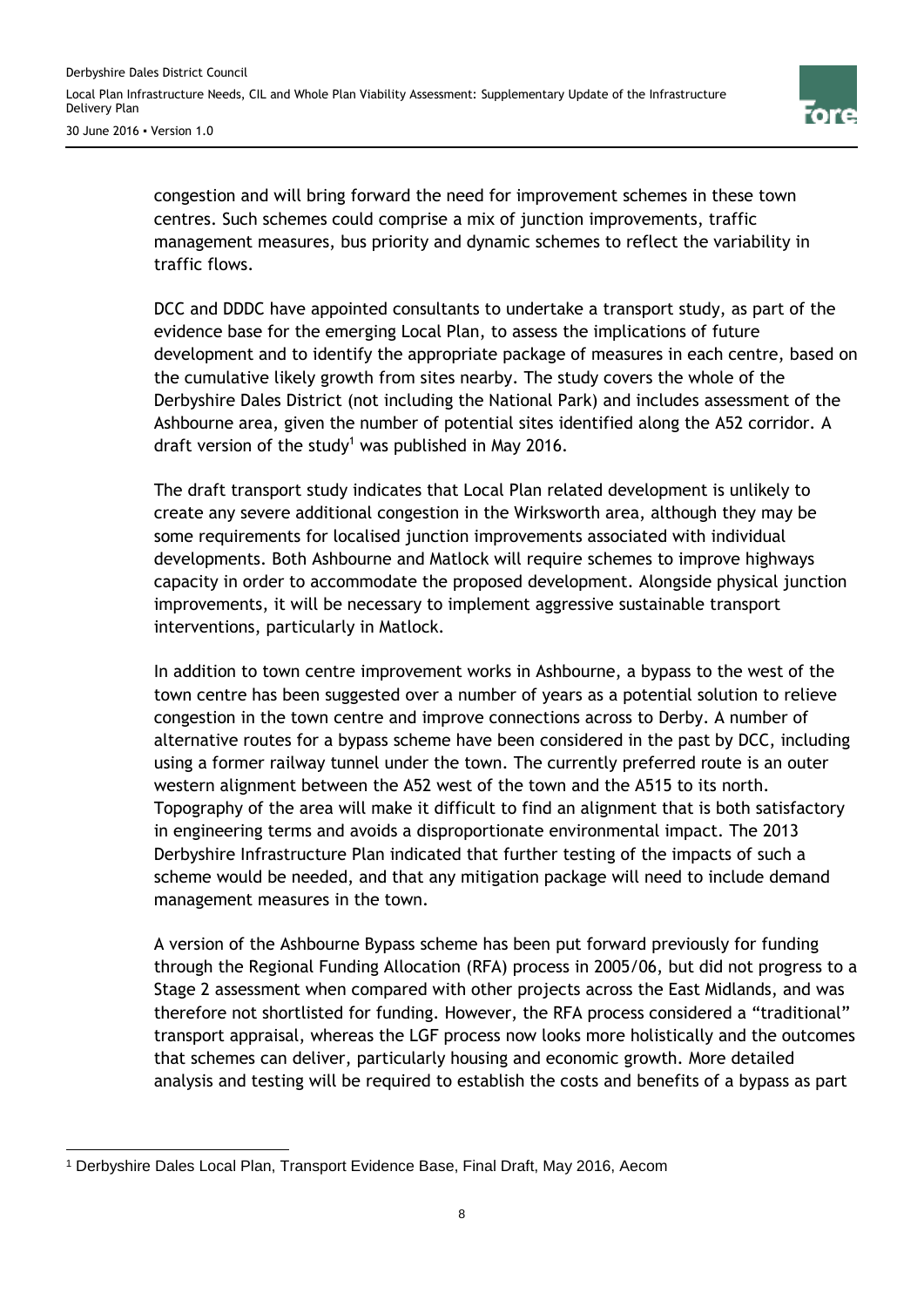congestion and will bring forward the need for improvement schemes in these town centres. Such schemes could comprise a mix of junction improvements, traffic management measures, bus priority and dynamic schemes to reflect the variability in traffic flows.

DCC and DDDC have appointed consultants to undertake a transport study, as part of the evidence base for the emerging Local Plan, to assess the implications of future development and to identify the appropriate package of measures in each centre, based on the cumulative likely growth from sites nearby. The study covers the whole of the Derbyshire Dales District (not including the National Park) and includes assessment of the Ashbourne area, given the number of potential sites identified along the A52 corridor. A draft version of the study[1] was published in May 2016.

The draft transport study indicates that Local Plan related development is unlikely to create any severe additional congestion in the Wirksworth area, although they may be some requirements for localised junction improvements associated with individual developments. Both Ashbourne and Matlock will require schemes to improve highways capacity in order to accommodate the proposed development. Alongside physical junction improvements, it will be necessary to implement aggressive sustainable transport interventions, particularly in Matlock.

In addition to town centre improvement works in Ashbourne, a bypass to the west of the town centre has been suggested over a number of years as a potential solution to relieve congestion in the town centre and improve connections across to Derby. A number of alternative routes for a bypass scheme have been considered in the past by DCC, including using a former railway tunnel under the town. The currently preferred route is an outer western alignment between the A52 west of the town and the A515 to its north. Topography of the area will make it difficult to find an alignment that is both satisfactory in engineering terms and avoids a disproportionate environmental impact. The 2013 Derbyshire Infrastructure Plan indicated that further testing of the impacts of such a scheme would be needed, and that any mitigation package will need to include demand management measures in the town.

A version of the Ashbourne Bypass scheme has been put forward previously for funding through the Regional Funding Allocation (RFA) process in 2005/06, but did not progress to a Stage 2 assessment when compared with other projects across the East Midlands, and was therefore not shortlisted for funding. However, the RFA process considered a "traditional" transport appraisal, whereas the LGF process now looks more holistically and the outcomes that schemes can deliver, particularly housing and economic growth. More detailed analysis and testing will be required to establish the costs and benefits of a bypass as part

[1] Derbyshire Dales Local Plan, Transport Evidence Base, Final Draft, May 2016, Aecom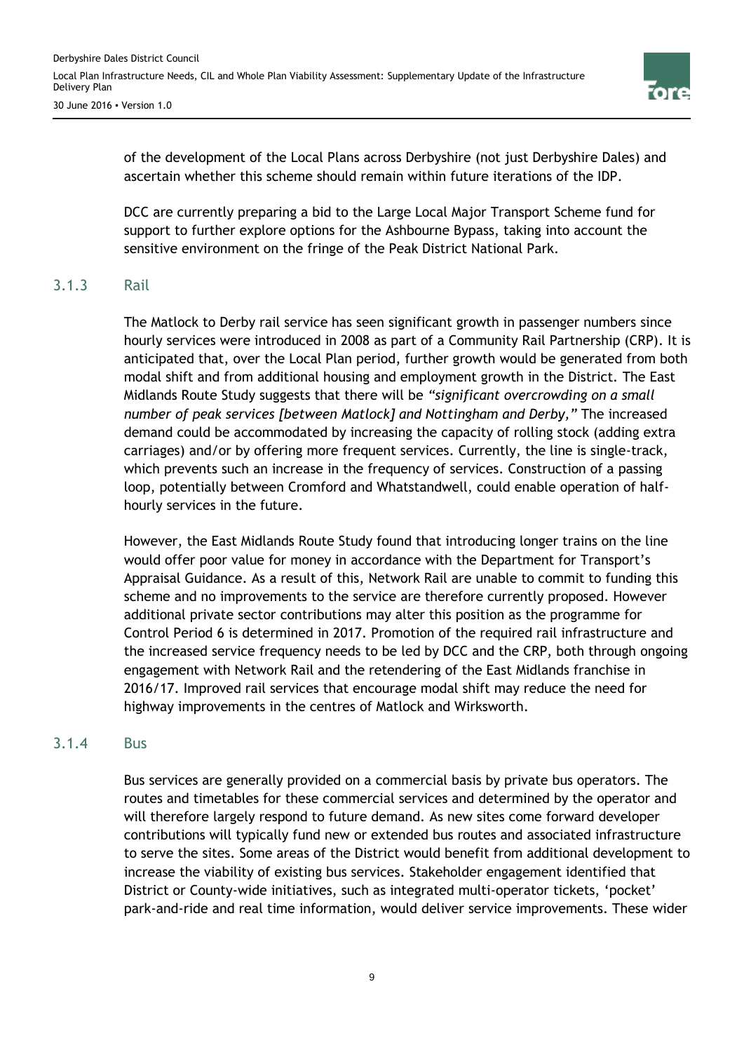of the development of the Local Plans across Derbyshire (not just Derbyshire Dales) and ascertain whether this scheme should remain within future iterations of the IDP.

DCC are currently preparing a bid to the Large Local Major Transport Scheme fund for support to further explore options for the Ashbourne Bypass, taking into account the sensitive environment on the fringe of the Peak District National Park.

### 3.1.3 Rail

The Matlock to Derby rail service has seen significant growth in passenger numbers since hourly services were introduced in 2008 as part of a Community Rail Partnership (CRP). It is anticipated that, over the Local Plan period, further growth would be generated from both modal shift and from additional housing and employment growth in the District. The East Midlands Route Study suggests that there will be *"significant overcrowding on a small number of peak services [between Matlock] and Nottingham and Derby,"* The increased demand could be accommodated by increasing the capacity of rolling stock (adding extra carriages) and/or by offering more frequent services. Currently, the line is single-track, which prevents such an increase in the frequency of services. Construction of a passing loop, potentially between Cromford and Whatstandwell, could enable operation of half-hourly services in the future.

However, the East Midlands Route Study found that introducing longer trains on the line would offer poor value for money in accordance with the Department for Transport's Appraisal Guidance. As a result of this, Network Rail are unable to commit to funding this scheme and no improvements to the service are therefore currently proposed. However additional private sector contributions may alter this position as the programme for Control Period 6 is determined in 2017. Promotion of the required rail infrastructure and the increased service frequency needs to be led by DCC and the CRP, both through ongoing engagement with Network Rail and the retendering of the East Midlands franchise in 2016/17. Improved rail services that encourage modal shift may reduce the need for highway improvements in the centres of Matlock and Wirksworth.

### 3.1.4 Bus

Bus services are generally provided on a commercial basis by private bus operators. The routes and timetables for these commercial services and determined by the operator and will therefore largely respond to future demand. As new sites come forward developer contributions will typically fund new or extended bus routes and associated infrastructure to serve the sites. Some areas of the District would benefit from additional development to increase the viability of existing bus services. Stakeholder engagement identified that District or County-wide initiatives, such as integrated multi-operator tickets, 'pocket' park-and-ride and real time information, would deliver service improvements. These wider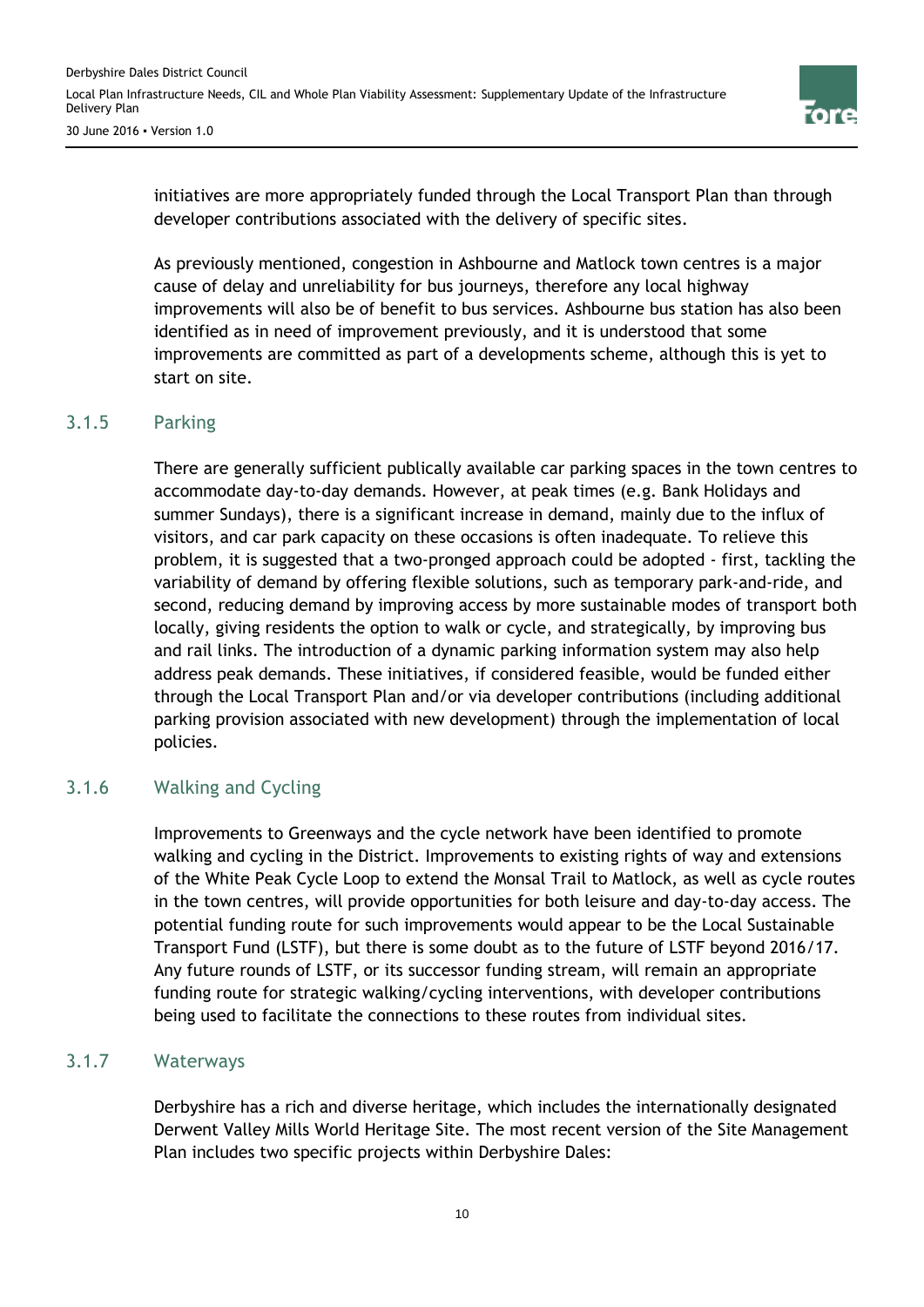initiatives are more appropriately funded through the Local Transport Plan than through developer contributions associated with the delivery of specific sites.

As previously mentioned, congestion in Ashbourne and Matlock town centres is a major cause of delay and unreliability for bus journeys, therefore any local highway improvements will also be of benefit to bus services. Ashbourne bus station has also been identified as in need of improvement previously, and it is understood that some improvements are committed as part of a developments scheme, although this is yet to start on site.

### 3.1.5 Parking

There are generally sufficient publically available car parking spaces in the town centres to accommodate day-to-day demands. However, at peak times (e.g. Bank Holidays and summer Sundays), there is a significant increase in demand, mainly due to the influx of visitors, and car park capacity on these occasions is often inadequate. To relieve this problem, it is suggested that a two-pronged approach could be adopted - first, tackling the variability of demand by offering flexible solutions, such as temporary park-and-ride, and second, reducing demand by improving access by more sustainable modes of transport both locally, giving residents the option to walk or cycle, and strategically, by improving bus and rail links. The introduction of a dynamic parking information system may also help address peak demands. These initiatives, if considered feasible, would be funded either through the Local Transport Plan and/or via developer contributions (including additional parking provision associated with new development) through the implementation of local policies.

### 3.1.6 Walking and Cycling

Improvements to Greenways and the cycle network have been identified to promote walking and cycling in the District. Improvements to existing rights of way and extensions of the White Peak Cycle Loop to extend the Monsal Trail to Matlock, as well as cycle routes in the town centres, will provide opportunities for both leisure and day-to-day access. The potential funding route for such improvements would appear to be the Local Sustainable Transport Fund (LSTF), but there is some doubt as to the future of LSTF beyond 2016/17. Any future rounds of LSTF, or its successor funding stream, will remain an appropriate funding route for strategic walking/cycling interventions, with developer contributions being used to facilitate the connections to these routes from individual sites.

### 3.1.7 Waterways

Derbyshire has a rich and diverse heritage, which includes the internationally designated Derwent Valley Mills World Heritage Site. The most recent version of the Site Management Plan includes two specific projects within Derbyshire Dales: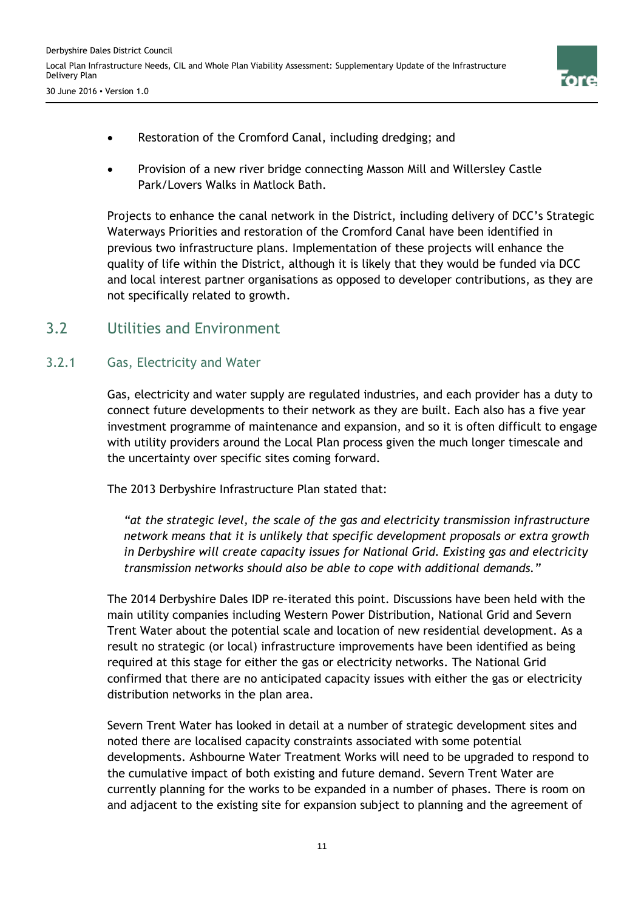- Restoration of the Cromford Canal, including dredging; and
- Provision of a new river bridge connecting Masson Mill and Willersley Castle Park/Lovers Walks in Matlock Bath.

Projects to enhance the canal network in the District, including delivery of DCC's Strategic Waterways Priorities and restoration of the Cromford Canal have been identified in previous two infrastructure plans. Implementation of these projects will enhance the quality of life within the District, although it is likely that they would be funded via DCC and local interest partner organisations as opposed to developer contributions, as they are not specifically related to growth.

## 3.2 Utilities and Environment

### 3.2.1 Gas, Electricity and Water

Gas, electricity and water supply are regulated industries, and each provider has a duty to connect future developments to their network as they are built. Each also has a five year investment programme of maintenance and expansion, and so it is often difficult to engage with utility providers around the Local Plan process given the much longer timescale and the uncertainty over specific sites coming forward.

The 2013 Derbyshire Infrastructure Plan stated that:

> *"at the strategic level, the scale of the gas and electricity transmission infrastructure network means that it is unlikely that specific development proposals or extra growth in Derbyshire will create capacity issues for National Grid. Existing gas and electricity transmission networks should also be able to cope with additional demands."*

The 2014 Derbyshire Dales IDP re-iterated this point. Discussions have been held with the main utility companies including Western Power Distribution, National Grid and Severn Trent Water about the potential scale and location of new residential development. As a result no strategic (or local) infrastructure improvements have been identified as being required at this stage for either the gas or electricity networks. The National Grid confirmed that there are no anticipated capacity issues with either the gas or electricity distribution networks in the plan area.

Severn Trent Water has looked in detail at a number of strategic development sites and noted there are localised capacity constraints associated with some potential developments. Ashbourne Water Treatment Works will need to be upgraded to respond to the cumulative impact of both existing and future demand. Severn Trent Water are currently planning for the works to be expanded in a number of phases. There is room on and adjacent to the existing site for expansion subject to planning and the agreement of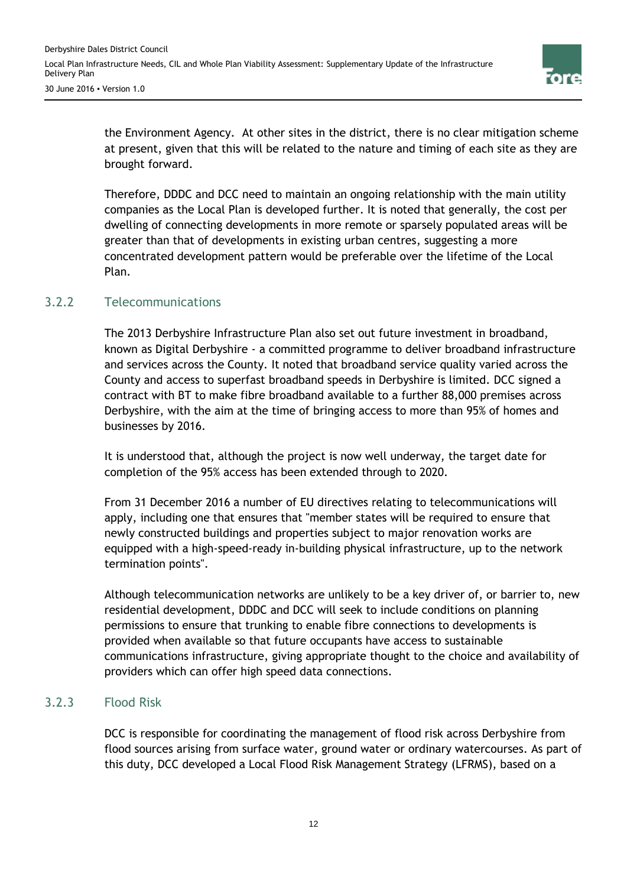the Environment Agency. At other sites in the district, there is no clear mitigation scheme at present, given that this will be related to the nature and timing of each site as they are brought forward.

Therefore, DDDC and DCC need to maintain an ongoing relationship with the main utility companies as the Local Plan is developed further. It is noted that generally, the cost per dwelling of connecting developments in more remote or sparsely populated areas will be greater than that of developments in existing urban centres, suggesting a more concentrated development pattern would be preferable over the lifetime of the Local Plan.

### 3.2.2 Telecommunications

The 2013 Derbyshire Infrastructure Plan also set out future investment in broadband, known as Digital Derbyshire - a committed programme to deliver broadband infrastructure and services across the County. It noted that broadband service quality varied across the County and access to superfast broadband speeds in Derbyshire is limited. DCC signed a contract with BT to make fibre broadband available to a further 88,000 premises across Derbyshire, with the aim at the time of bringing access to more than 95% of homes and businesses by 2016.

It is understood that, although the project is now well underway, the target date for completion of the 95% access has been extended through to 2020.

From 31 December 2016 a number of EU directives relating to telecommunications will apply, including one that ensures that "member states will be required to ensure that newly constructed buildings and properties subject to major renovation works are equipped with a high-speed-ready in-building physical infrastructure, up to the network termination points".

Although telecommunication networks are unlikely to be a key driver of, or barrier to, new residential development, DDDC and DCC will seek to include conditions on planning permissions to ensure that trunking to enable fibre connections to developments is provided when available so that future occupants have access to sustainable communications infrastructure, giving appropriate thought to the choice and availability of providers which can offer high speed data connections.

### 3.2.3 Flood Risk

DCC is responsible for coordinating the management of flood risk across Derbyshire from flood sources arising from surface water, ground water or ordinary watercourses. As part of this duty, DCC developed a Local Flood Risk Management Strategy (LFRMS), based on a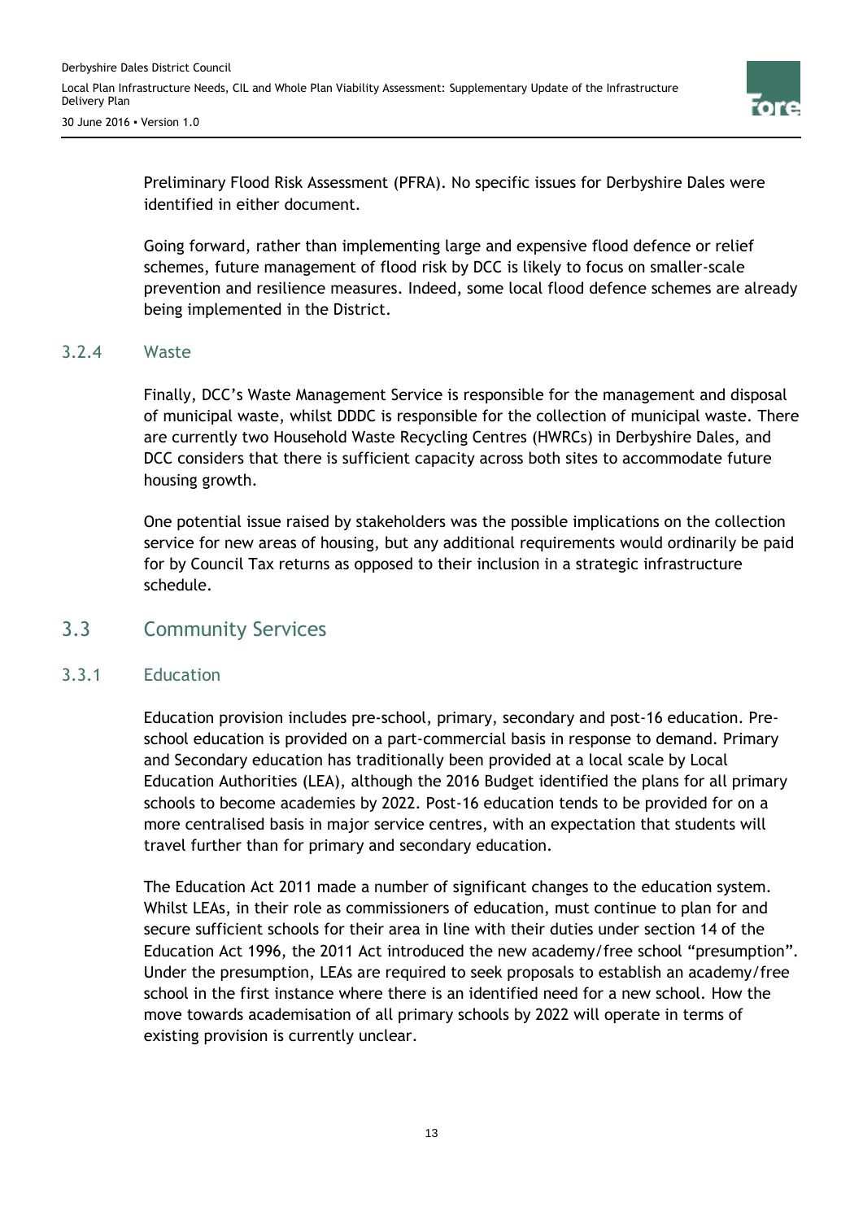Preliminary Flood Risk Assessment (PFRA). No specific issues for Derbyshire Dales were identified in either document.

Going forward, rather than implementing large and expensive flood defence or relief schemes, future management of flood risk by DCC is likely to focus on smaller-scale prevention and resilience measures. Indeed, some local flood defence schemes are already being implemented in the District.

### 3.2.4 Waste

Finally, DCC's Waste Management Service is responsible for the management and disposal of municipal waste, whilst DDDC is responsible for the collection of municipal waste. There are currently two Household Waste Recycling Centres (HWRCs) in Derbyshire Dales, and DCC considers that there is sufficient capacity across both sites to accommodate future housing growth.

One potential issue raised by stakeholders was the possible implications on the collection service for new areas of housing, but any additional requirements would ordinarily be paid for by Council Tax returns as opposed to their inclusion in a strategic infrastructure schedule.

## 3.3 Community Services

### 3.3.1 Education

Education provision includes pre-school, primary, secondary and post-16 education. Pre-school education is provided on a part-commercial basis in response to demand. Primary and Secondary education has traditionally been provided at a local scale by Local Education Authorities (LEA), although the 2016 Budget identified the plans for all primary schools to become academies by 2022. Post-16 education tends to be provided for on a more centralised basis in major service centres, with an expectation that students will travel further than for primary and secondary education.

The Education Act 2011 made a number of significant changes to the education system. Whilst LEAs, in their role as commissioners of education, must continue to plan for and secure sufficient schools for their area in line with their duties under section 14 of the Education Act 1996, the 2011 Act introduced the new academy/free school "presumption". Under the presumption, LEAs are required to seek proposals to establish an academy/free school in the first instance where there is an identified need for a new school. How the move towards academisation of all primary schools by 2022 will operate in terms of existing provision is currently unclear.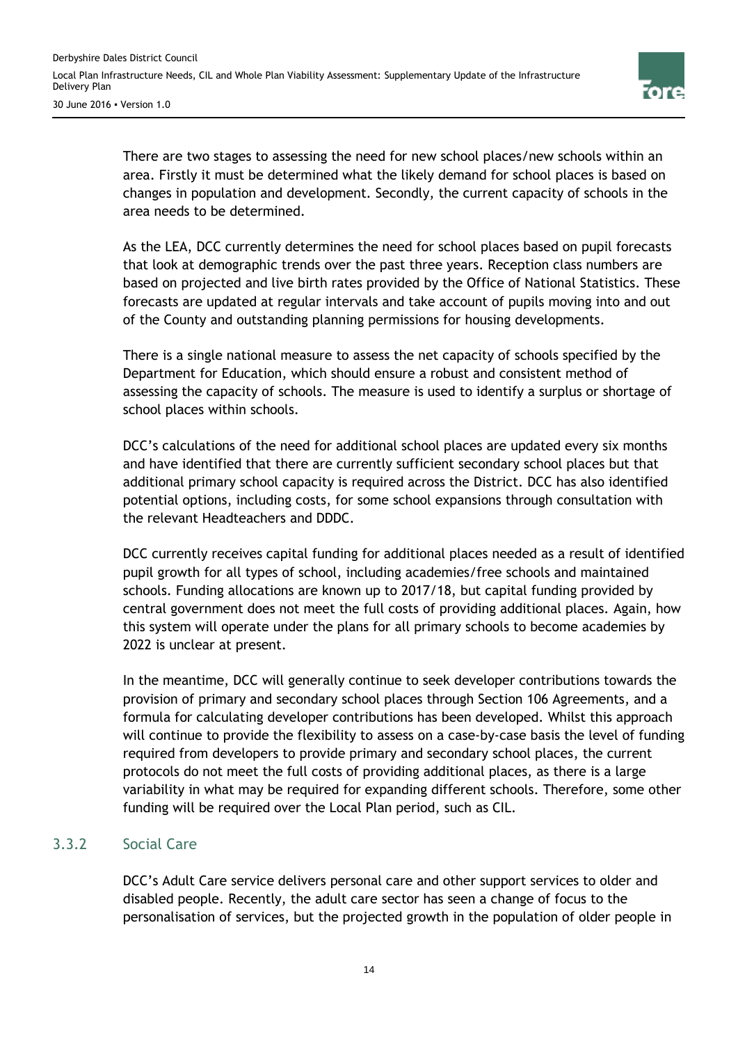There are two stages to assessing the need for new school places/new schools within an area. Firstly it must be determined what the likely demand for school places is based on changes in population and development. Secondly, the current capacity of schools in the area needs to be determined.

As the LEA, DCC currently determines the need for school places based on pupil forecasts that look at demographic trends over the past three years. Reception class numbers are based on projected and live birth rates provided by the Office of National Statistics. These forecasts are updated at regular intervals and take account of pupils moving into and out of the County and outstanding planning permissions for housing developments.

There is a single national measure to assess the net capacity of schools specified by the Department for Education, which should ensure a robust and consistent method of assessing the capacity of schools. The measure is used to identify a surplus or shortage of school places within schools.

DCC's calculations of the need for additional school places are updated every six months and have identified that there are currently sufficient secondary school places but that additional primary school capacity is required across the District. DCC has also identified potential options, including costs, for some school expansions through consultation with the relevant Headteachers and DDDC.

DCC currently receives capital funding for additional places needed as a result of identified pupil growth for all types of school, including academies/free schools and maintained schools. Funding allocations are known up to 2017/18, but capital funding provided by central government does not meet the full costs of providing additional places. Again, how this system will operate under the plans for all primary schools to become academies by 2022 is unclear at present.

In the meantime, DCC will generally continue to seek developer contributions towards the provision of primary and secondary school places through Section 106 Agreements, and a formula for calculating developer contributions has been developed. Whilst this approach will continue to provide the flexibility to assess on a case-by-case basis the level of funding required from developers to provide primary and secondary school places, the current protocols do not meet the full costs of providing additional places, as there is a large variability in what may be required for expanding different schools. Therefore, some other funding will be required over the Local Plan period, such as CIL.

### 3.3.2 Social Care

DCC's Adult Care service delivers personal care and other support services to older and disabled people. Recently, the adult care sector has seen a change of focus to the personalisation of services, but the projected growth in the population of older people in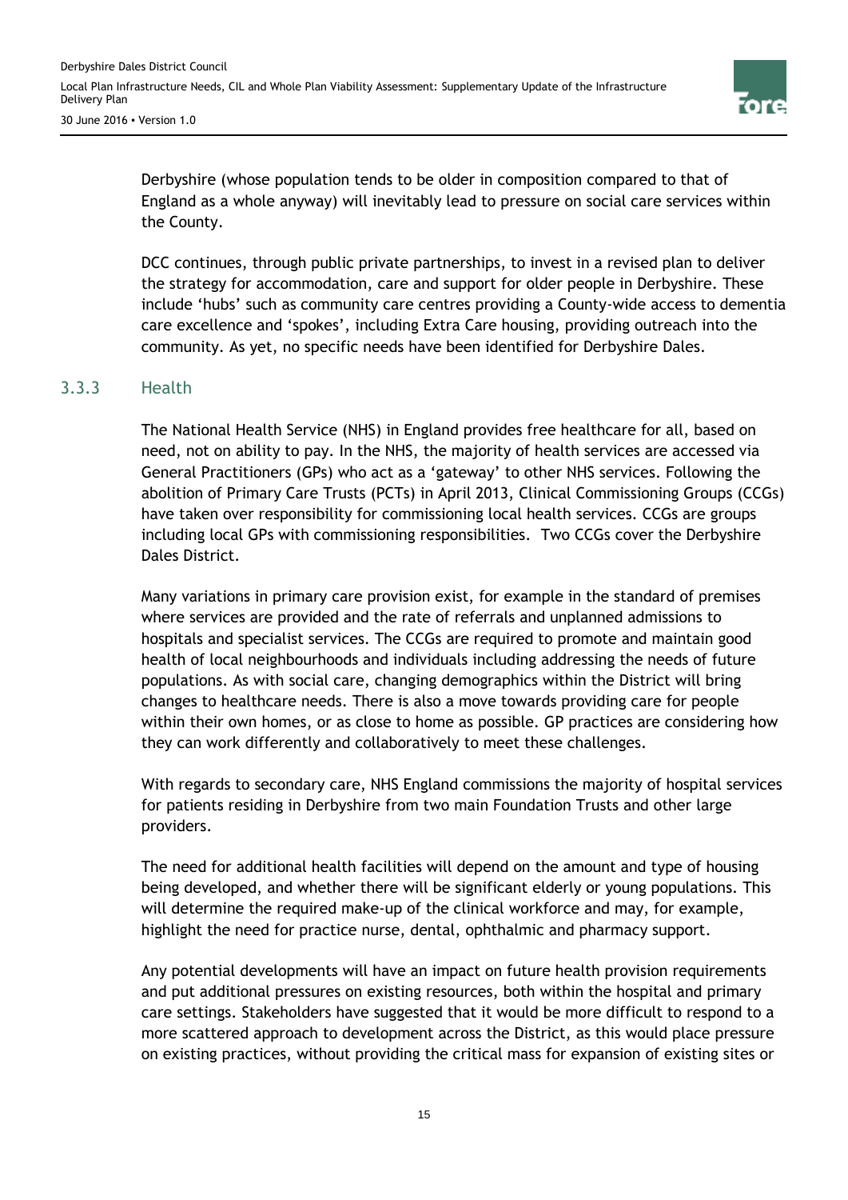Derbyshire (whose population tends to be older in composition compared to that of England as a whole anyway) will inevitably lead to pressure on social care services within the County.

DCC continues, through public private partnerships, to invest in a revised plan to deliver the strategy for accommodation, care and support for older people in Derbyshire. These include 'hubs' such as community care centres providing a County-wide access to dementia care excellence and 'spokes', including Extra Care housing, providing outreach into the community. As yet, no specific needs have been identified for Derbyshire Dales.

### 3.3.3 Health

The National Health Service (NHS) in England provides free healthcare for all, based on need, not on ability to pay. In the NHS, the majority of health services are accessed via General Practitioners (GPs) who act as a 'gateway' to other NHS services. Following the abolition of Primary Care Trusts (PCTs) in April 2013, Clinical Commissioning Groups (CCGs) have taken over responsibility for commissioning local health services. CCGs are groups including local GPs with commissioning responsibilities. Two CCGs cover the Derbyshire Dales District.

Many variations in primary care provision exist, for example in the standard of premises where services are provided and the rate of referrals and unplanned admissions to hospitals and specialist services. The CCGs are required to promote and maintain good health of local neighbourhoods and individuals including addressing the needs of future populations. As with social care, changing demographics within the District will bring changes to healthcare needs. There is also a move towards providing care for people within their own homes, or as close to home as possible. GP practices are considering how they can work differently and collaboratively to meet these challenges.

With regards to secondary care, NHS England commissions the majority of hospital services for patients residing in Derbyshire from two main Foundation Trusts and other large providers.

The need for additional health facilities will depend on the amount and type of housing being developed, and whether there will be significant elderly or young populations. This will determine the required make-up of the clinical workforce and may, for example, highlight the need for practice nurse, dental, ophthalmic and pharmacy support.

Any potential developments will have an impact on future health provision requirements and put additional pressures on existing resources, both within the hospital and primary care settings. Stakeholders have suggested that it would be more difficult to respond to a more scattered approach to development across the District, as this would place pressure on existing practices, without providing the critical mass for expansion of existing sites or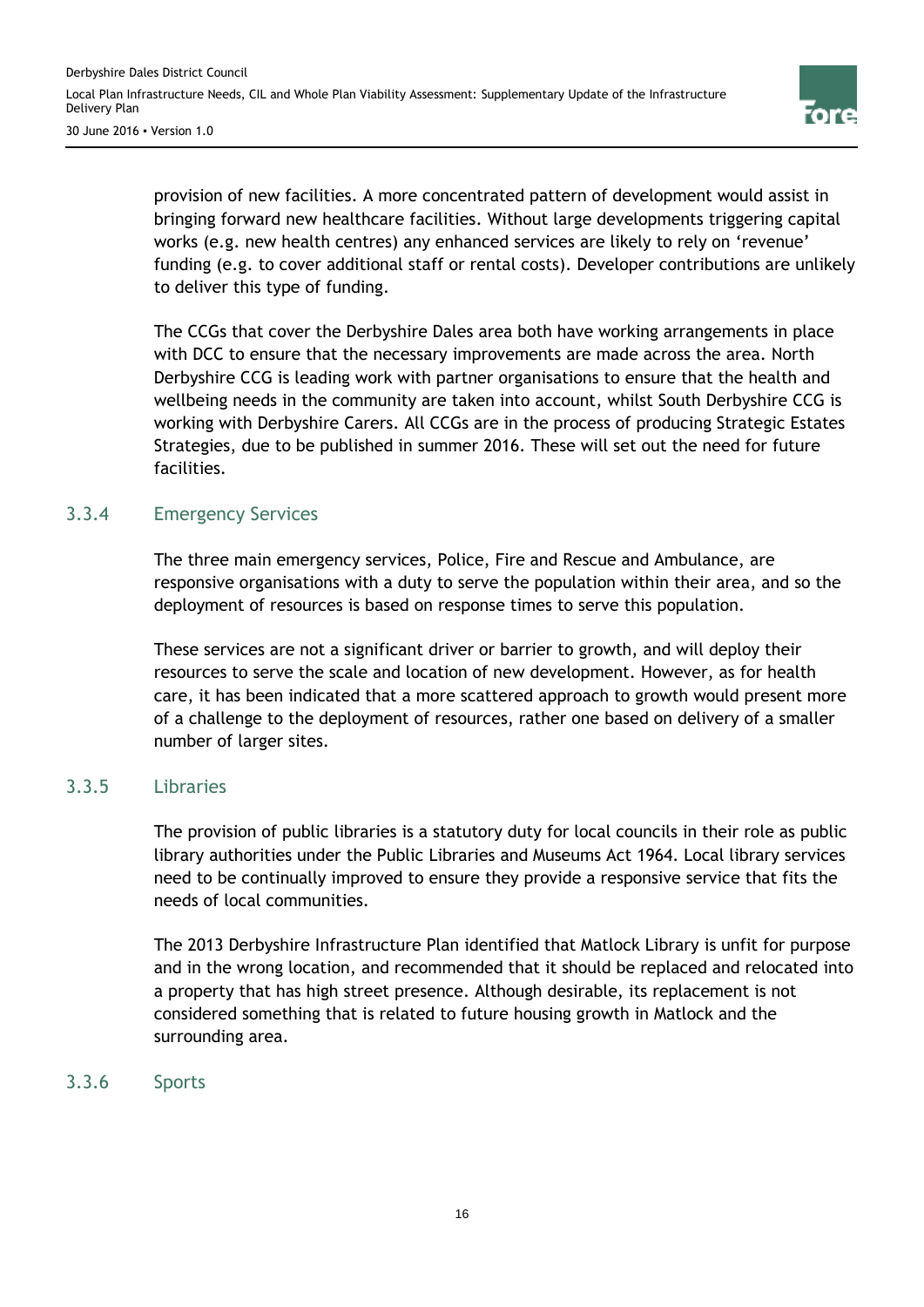provision of new facilities. A more concentrated pattern of development would assist in bringing forward new healthcare facilities. Without large developments triggering capital works (e.g. new health centres) any enhanced services are likely to rely on 'revenue' funding (e.g. to cover additional staff or rental costs). Developer contributions are unlikely to deliver this type of funding.

The CCGs that cover the Derbyshire Dales area both have working arrangements in place with DCC to ensure that the necessary improvements are made across the area. North Derbyshire CCG is leading work with partner organisations to ensure that the health and wellbeing needs in the community are taken into account, whilst South Derbyshire CCG is working with Derbyshire Carers. All CCGs are in the process of producing Strategic Estates Strategies, due to be published in summer 2016. These will set out the need for future facilities.

### 3.3.4 Emergency Services

The three main emergency services, Police, Fire and Rescue and Ambulance, are responsive organisations with a duty to serve the population within their area, and so the deployment of resources is based on response times to serve this population.

These services are not a significant driver or barrier to growth, and will deploy their resources to serve the scale and location of new development. However, as for health care, it has been indicated that a more scattered approach to growth would present more of a challenge to the deployment of resources, rather one based on delivery of a smaller number of larger sites.

### 3.3.5 Libraries

The provision of public libraries is a statutory duty for local councils in their role as public library authorities under the Public Libraries and Museums Act 1964. Local library services need to be continually improved to ensure they provide a responsive service that fits the needs of local communities.

The 2013 Derbyshire Infrastructure Plan identified that Matlock Library is unfit for purpose and in the wrong location, and recommended that it should be replaced and relocated into a property that has high street presence. Although desirable, its replacement is not considered something that is related to future housing growth in Matlock and the surrounding area.

### 3.3.6 Sports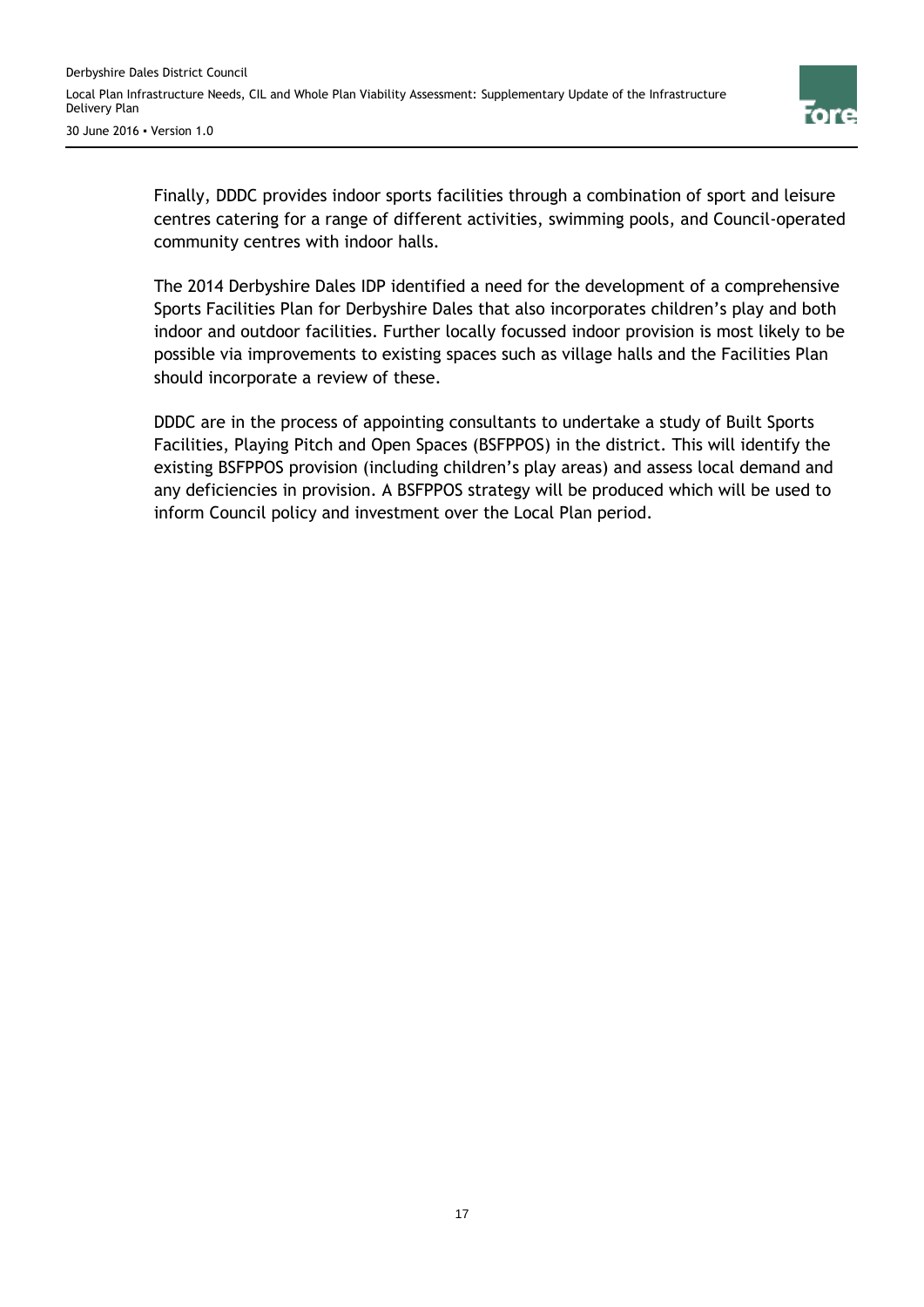Finally, DDDC provides indoor sports facilities through a combination of sport and leisure centres catering for a range of different activities, swimming pools, and Council-operated community centres with indoor halls.

The 2014 Derbyshire Dales IDP identified a need for the development of a comprehensive Sports Facilities Plan for Derbyshire Dales that also incorporates children's play and both indoor and outdoor facilities. Further locally focussed indoor provision is most likely to be possible via improvements to existing spaces such as village halls and the Facilities Plan should incorporate a review of these.

DDDC are in the process of appointing consultants to undertake a study of Built Sports Facilities, Playing Pitch and Open Spaces (BSFPPOS) in the district. This will identify the existing BSFPPOS provision (including children's play areas) and assess local demand and any deficiencies in provision. A BSFPPOS strategy will be produced which will be used to inform Council policy and investment over the Local Plan period.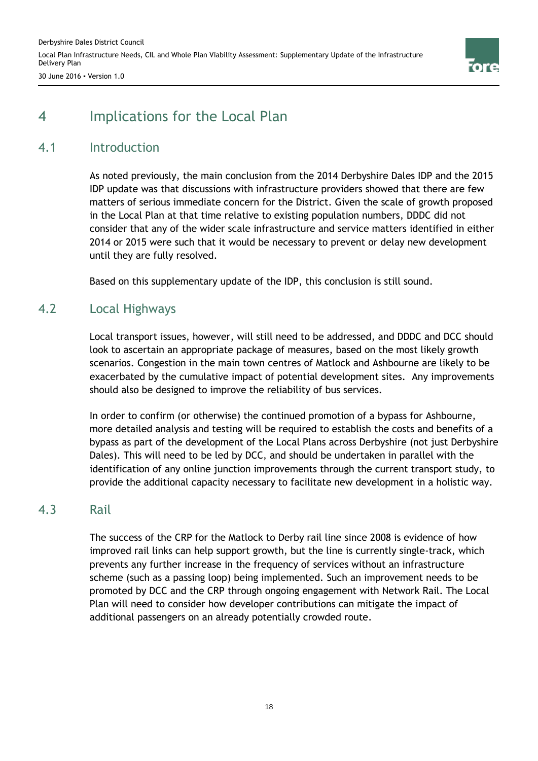# 4 Implications for the Local Plan

## 4.1 Introduction

As noted previously, the main conclusion from the 2014 Derbyshire Dales IDP and the 2015 IDP update was that discussions with infrastructure providers showed that there are few matters of serious immediate concern for the District. Given the scale of growth proposed in the Local Plan at that time relative to existing population numbers, DDDC did not consider that any of the wider scale infrastructure and service matters identified in either 2014 or 2015 were such that it would be necessary to prevent or delay new development until they are fully resolved.

Based on this supplementary update of the IDP, this conclusion is still sound.

## 4.2 Local Highways

Local transport issues, however, will still need to be addressed, and DDDC and DCC should look to ascertain an appropriate package of measures, based on the most likely growth scenarios. Congestion in the main town centres of Matlock and Ashbourne are likely to be exacerbated by the cumulative impact of potential development sites. Any improvements should also be designed to improve the reliability of bus services.

In order to confirm (or otherwise) the continued promotion of a bypass for Ashbourne, more detailed analysis and testing will be required to establish the costs and benefits of a bypass as part of the development of the Local Plans across Derbyshire (not just Derbyshire Dales). This will need to be led by DCC, and should be undertaken in parallel with the identification of any online junction improvements through the current transport study, to provide the additional capacity necessary to facilitate new development in a holistic way.

## 4.3 Rail

The success of the CRP for the Matlock to Derby rail line since 2008 is evidence of how improved rail links can help support growth, but the line is currently single-track, which prevents any further increase in the frequency of services without an infrastructure scheme (such as a passing loop) being implemented. Such an improvement needs to be promoted by DCC and the CRP through ongoing engagement with Network Rail. The Local Plan will need to consider how developer contributions can mitigate the impact of additional passengers on an already potentially crowded route.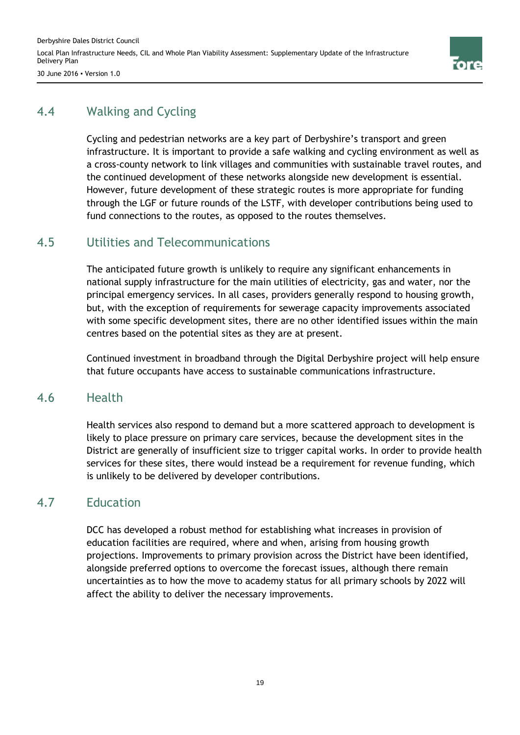## 4.4 Walking and Cycling

Cycling and pedestrian networks are a key part of Derbyshire's transport and green infrastructure. It is important to provide a safe walking and cycling environment as well as a cross-county network to link villages and communities with sustainable travel routes, and the continued development of these networks alongside new development is essential. However, future development of these strategic routes is more appropriate for funding through the LGF or future rounds of the LSTF, with developer contributions being used to fund connections to the routes, as opposed to the routes themselves.

## 4.5 Utilities and Telecommunications

The anticipated future growth is unlikely to require any significant enhancements in national supply infrastructure for the main utilities of electricity, gas and water, nor the principal emergency services. In all cases, providers generally respond to housing growth, but, with the exception of requirements for sewerage capacity improvements associated with some specific development sites, there are no other identified issues within the main centres based on the potential sites as they are at present.

Continued investment in broadband through the Digital Derbyshire project will help ensure that future occupants have access to sustainable communications infrastructure.

## 4.6 Health

Health services also respond to demand but a more scattered approach to development is likely to place pressure on primary care services, because the development sites in the District are generally of insufficient size to trigger capital works. In order to provide health services for these sites, there would instead be a requirement for revenue funding, which is unlikely to be delivered by developer contributions.

## 4.7 Education

DCC has developed a robust method for establishing what increases in provision of education facilities are required, where and when, arising from housing growth projections. Improvements to primary provision across the District have been identified, alongside preferred options to overcome the forecast issues, although there remain uncertainties as to how the move to academy status for all primary schools by 2022 will affect the ability to deliver the necessary improvements.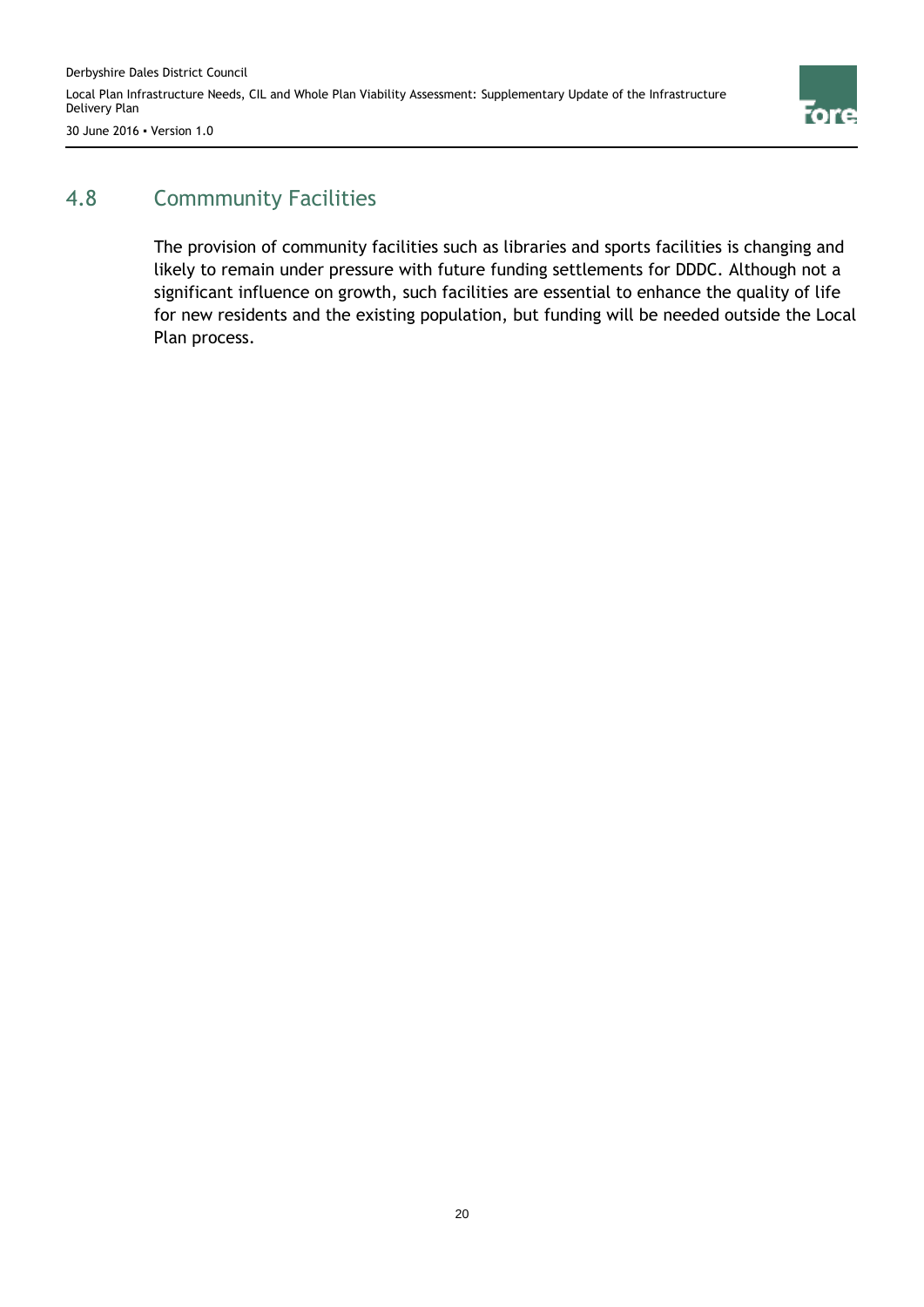## 4.8 Commmunity Facilities

The provision of community facilities such as libraries and sports facilities is changing and likely to remain under pressure with future funding settlements for DDDC. Although not a significant influence on growth, such facilities are essential to enhance the quality of life for new residents and the existing population, but funding will be needed outside the Local Plan process.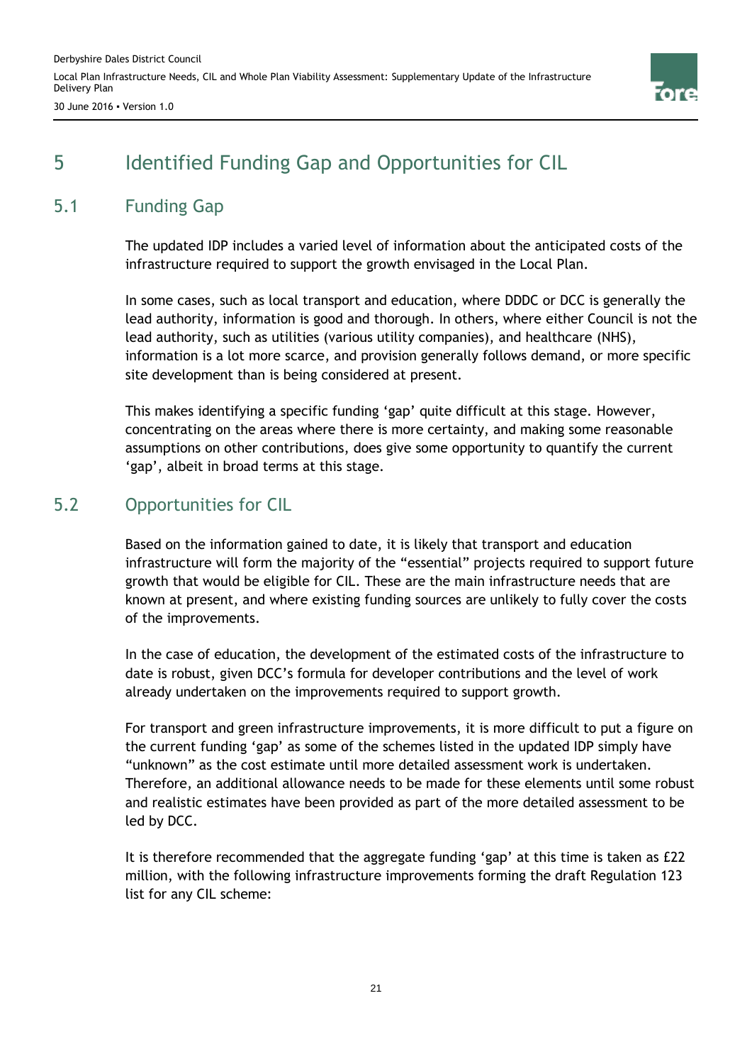# 5 Identified Funding Gap and Opportunities for CIL

## 5.1 Funding Gap

The updated IDP includes a varied level of information about the anticipated costs of the infrastructure required to support the growth envisaged in the Local Plan.

In some cases, such as local transport and education, where DDDC or DCC is generally the lead authority, information is good and thorough. In others, where either Council is not the lead authority, such as utilities (various utility companies), and healthcare (NHS), information is a lot more scarce, and provision generally follows demand, or more specific site development than is being considered at present.

This makes identifying a specific funding 'gap' quite difficult at this stage. However, concentrating on the areas where there is more certainty, and making some reasonable assumptions on other contributions, does give some opportunity to quantify the current 'gap', albeit in broad terms at this stage.

## 5.2 Opportunities for CIL

Based on the information gained to date, it is likely that transport and education infrastructure will form the majority of the "essential" projects required to support future growth that would be eligible for CIL. These are the main infrastructure needs that are known at present, and where existing funding sources are unlikely to fully cover the costs of the improvements.

In the case of education, the development of the estimated costs of the infrastructure to date is robust, given DCC's formula for developer contributions and the level of work already undertaken on the improvements required to support growth.

For transport and green infrastructure improvements, it is more difficult to put a figure on the current funding 'gap' as some of the schemes listed in the updated IDP simply have "unknown" as the cost estimate until more detailed assessment work is undertaken. Therefore, an additional allowance needs to be made for these elements until some robust and realistic estimates have been provided as part of the more detailed assessment to be led by DCC.

It is therefore recommended that the aggregate funding 'gap' at this time is taken as £22 million, with the following infrastructure improvements forming the draft Regulation 123 list for any CIL scheme: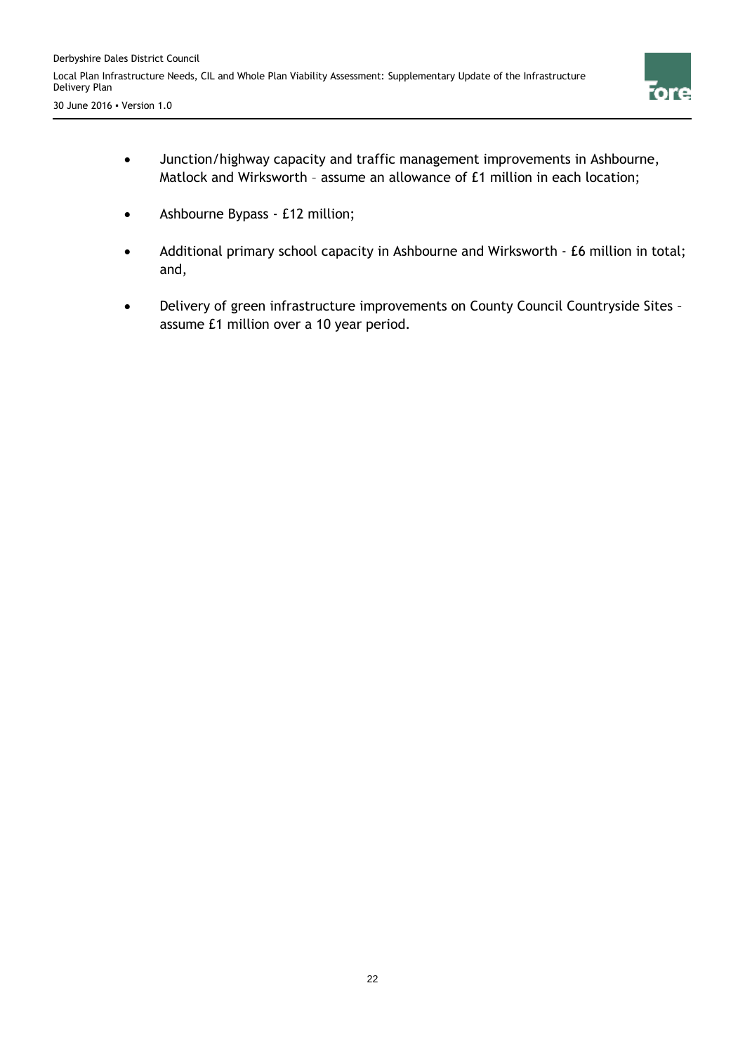- Junction/highway capacity and traffic management improvements in Ashbourne, Matlock and Wirksworth – assume an allowance of £1 million in each location;

- Ashbourne Bypass - £12 million;

- Additional primary school capacity in Ashbourne and Wirksworth - £6 million in total; and,

- Delivery of green infrastructure improvements on County Council Countryside Sites – assume £1 million over a 10 year period.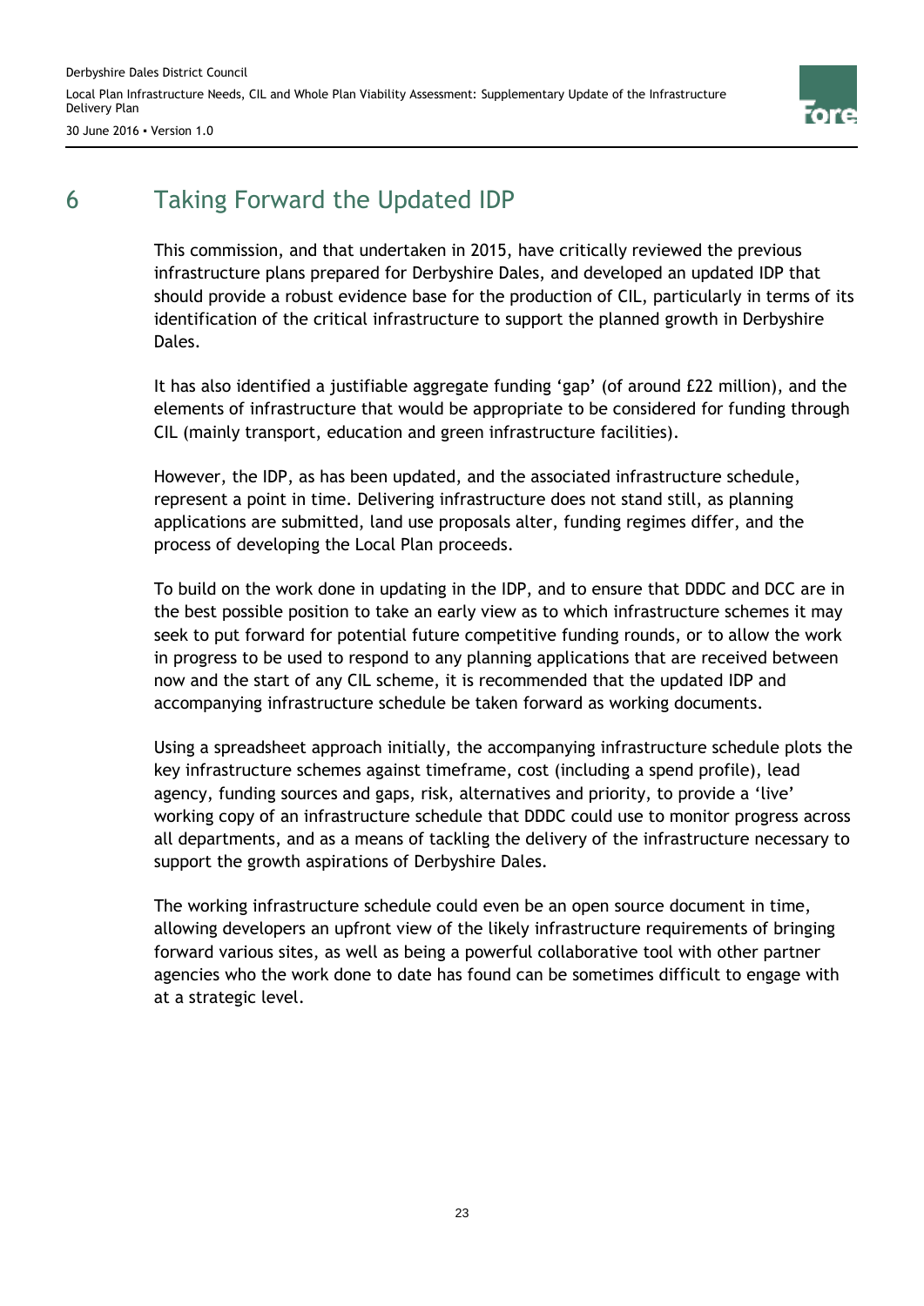# 6 Taking Forward the Updated IDP

This commission, and that undertaken in 2015, have critically reviewed the previous infrastructure plans prepared for Derbyshire Dales, and developed an updated IDP that should provide a robust evidence base for the production of CIL, particularly in terms of its identification of the critical infrastructure to support the planned growth in Derbyshire Dales.

It has also identified a justifiable aggregate funding 'gap' (of around £22 million), and the elements of infrastructure that would be appropriate to be considered for funding through CIL (mainly transport, education and green infrastructure facilities).

However, the IDP, as has been updated, and the associated infrastructure schedule, represent a point in time. Delivering infrastructure does not stand still, as planning applications are submitted, land use proposals alter, funding regimes differ, and the process of developing the Local Plan proceeds.

To build on the work done in updating in the IDP, and to ensure that DDDC and DCC are in the best possible position to take an early view as to which infrastructure schemes it may seek to put forward for potential future competitive funding rounds, or to allow the work in progress to be used to respond to any planning applications that are received between now and the start of any CIL scheme, it is recommended that the updated IDP and accompanying infrastructure schedule be taken forward as working documents.

Using a spreadsheet approach initially, the accompanying infrastructure schedule plots the key infrastructure schemes against timeframe, cost (including a spend profile), lead agency, funding sources and gaps, risk, alternatives and priority, to provide a 'live' working copy of an infrastructure schedule that DDDC could use to monitor progress across all departments, and as a means of tackling the delivery of the infrastructure necessary to support the growth aspirations of Derbyshire Dales.

The working infrastructure schedule could even be an open source document in time, allowing developers an upfront view of the likely infrastructure requirements of bringing forward various sites, as well as being a powerful collaborative tool with other partner agencies who the work done to date has found can be sometimes difficult to engage with at a strategic level.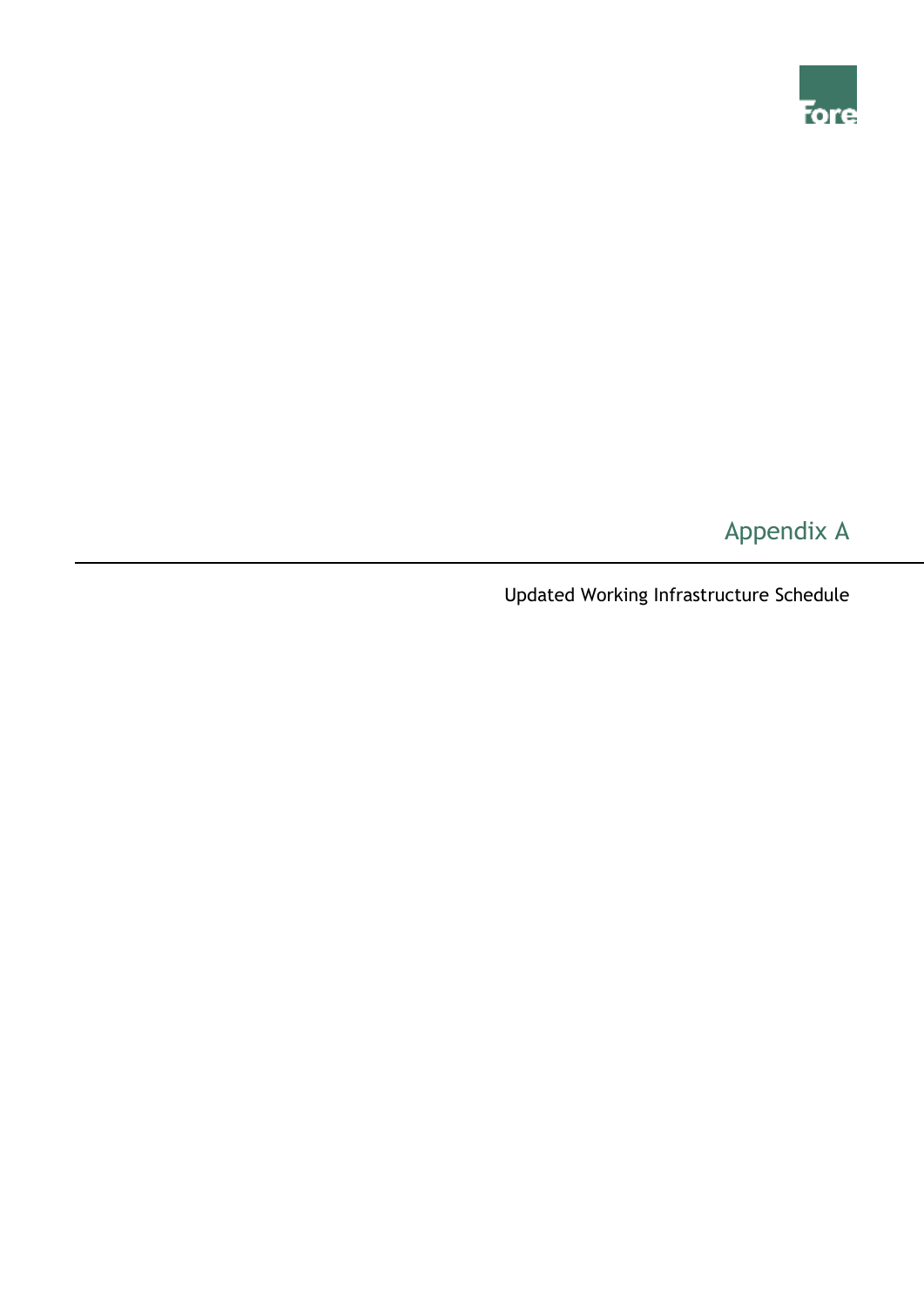# Appendix A

Updated Working Infrastructure Schedule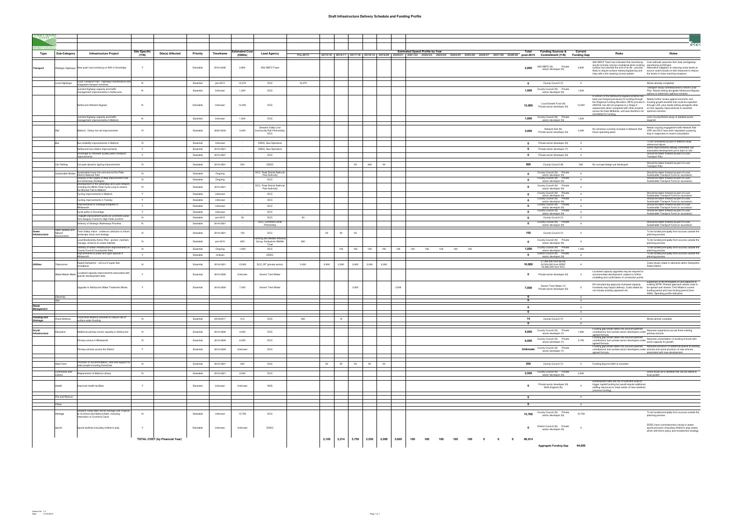# Draft Infrastructure Delivery Schedule and Funding Profile

| Type | Sub-Category | Infrastructure Project | Site Specific (Y/N) | Site(s) Affected | Priority | Timeframe | Estimated Cost (£000s) | Lead Agency | Pre-2015 | 2015/16 | 2016/17 | 2017/18 | 2018/19 | 2019/20 | 2020/21 | 2021/22 | 2022/23 | 2023/24 | 2024/25 | 2025/26 | 2026/27 | 2027/28 | 2028/29 | post-2015 | Total | Funding Sources & Commitment (Y/N) | Current Funding Gap | Risks | Notes |
|---|---|---|---|---|---|---|---|---|---|---|---|---|---|---|---|---|---|---|---|---|---|---|---|---|---|---|---|---|---|
| Transport | Strategic Highways | New quiet road surfacing on A50 in Doveridge | Y | | Desirable | 2016-2026 | 2,800 | A50 DBFO Team | | | | | | | | | | | | | | | | | 2,800 | A50 DBFO (N) Private sector developer (N) | 2,800 | A50 DBFO Team has indicated that resurfacing would normally only be considered when existing surface has reached the end of its life - process likely to require surface retexturing/planing and inlay with a thin wearing course system | Cost estimate assumes 3km dual carriageway resurfacing at £50/sqm. Alternative mitigation to reducing noise levels at source could include on-site measures to reduce the levels of noise reaching receptors |
| | Local Highways | Local Transport Plan - highways maintenance and integrated transport schemes | N | | Essential | pre-2015 | 19,370 | DCC | 19,370 | | | | | | | | | | | | | | | | 0 | County Council (Y) | 0 | | Works already completed |
| | | Junction/highway capacity and traffic management improvements in Ashbourne | N | | Essential | Unknown | 1,000 | DCC | | | | | | | | | | | | | | | | | 1,000 | County Council (N) Private sector developer (N) | 1,000 | | Transport study commissioned to inform Local Plan. Needs testing alongside Ashbourne Bypass options to determine optimum scheme |
| | | Ashbourne Western Bypass | N | | Desirable | Unknown | 12,000 | DCC | | | | | | | | | | | | | | | | | 12,000 | Local Growth Fund (N) Private sector developer (N) | 12,000 | A version of the Ashbourne bypass scheme has been put forward previously for funding through the Regional Funding Allocation (RFA) process in 2005/06, but did not progress to a Stage 2 assessment when compared with other projects across the East Midlands, and was therefore not shortlisted for funding. | Needs further review against economic and housing growth benefits that could be exploited through LGF; plus needs testing alongside other on-line capacity improvements to ascertain optimum scheme |
| | | Junction/highway capacity and traffic management improvements in Matlock | N | | Essential | Unknown | 1,000 | DCC | | | | | | | | | | | | | | | | | 1,000 | County Council (N) Private sector developer (N) | 1,000 | | Joint County/District study of detailed works required |
| | Rail | Matlock - Derby line rail improvements | N | | Desirable | 2020-2030 | 3,000 | Derwent Valley Line Community Rail Partnership, DCC | | | | | | | | | | | | | | | | | 3,000 | Network Rail (N) Private sector developer (N) | 3,000 | No schemes currently included in Network Rail future spending plans | Needs ongoing engagement with Network Rail - CRP and DCC have both requested a passing loop in responses to recent consultation |
| | Bus | Bus reliability improvements in Matlock | N | | Essential | Unknown | - | DDDC, Bus Operators | | | | | | | | | | | | | | | | | 0 | Private sector developer (N) | 0 | | To be considered as part of Matlock study referenced above |
| | | Ashbourne bus station improvements | Y | | Essential | 2016-2021 | - | DDDC, Bus Operators | | | | | | | | | | | | | | | | | 0 | Private sector developer (Y) | 0 | | Some improvements already committed, but associated development yet to start on site |
| | | Doveridge to Uttoxeter quality public transport improvements | Y | | Desirable | 2016-2021 | - | DCC | | | | | | | | | | | | | | | | | 0 | Private sector developer (N) | 0 | | Should be taken forward as part of Local Transport Plan |
| | Car Parking | Car park dynamic signing improvements | N | | Desirable | 2016-2021 | 500 | DDDC | | | | 50 | 400 | 50 | | | | | | | | | | | 500 | County Council (N) | 500 | No concept design yet developed | Should be taken forward as part of Local Transport Plan |
| | Sustainable Modes | Sustainable travel into and around the Peak District National Park | N | | Desirable | Ongoing | - | DCC, Peak District National Park Authority | | | | | | | | | | | | | | | | | 0 | County Council (N) Private sector developer (N) | 0 | | Should be taken forward as part of Local Sustainable Transport Fund (or successor) |
| | | Delivery of the Rights of Way Improvement Plan and Greenway Strategies | N | | Desirable | Ongoing | - | DCC | | | | | | | | | | | | | | | | | 0 | County Council (N) Private sector developer (N) | 0 | | Should be taken forward as part of Local Sustainable Transport Fund (or successor) |
| | | Development of the Greenway and cycle network, including the White Peak Cycle Loop to extend the Monsal Trail to Matlock | N | | Desirable | 2016-2021 | - | DCC, Peak District National Park Authority | | | | | | | | | | | | | | | | | 0 | County Council (N) Private sector developer (N) | 0 | | |
| | | Cycling improvements in Matlock | Y | | Desirable | Unknown | - | DCC | | | | | | | | | | | | | | | | | 0 | County Council (N) Private sector developer (N) | 0 | | Should be taken forward as part of Local Sustainable Transport Fund (or successor) |
| | | Cycling improvements in Tansley | Y | | Desirable | Unknown | - | DCC | | | | | | | | | | | | | | | | | 0 | County Council (N) Private sector developer (N) | 0 | | Should be taken forward as part of Local Sustainable Transport Fund (or successor) |
| | | Improvements to footways/footpaths in Wirksworth | Y | | Desirable | Unknown | - | DCC | | | | | | | | | | | | | | | | | 0 | County Council (N) Private sector developer (N) | 0 | | Should be taken forward as part of Local Sustainable Transport Fund (or successor) |
| | | Cycle paths in Doveridge | Y | | Desirable | Unknown | - | DCC | | | | | | | | | | | | | | | | | 0 | County Council (N) Private sector developer (N) | 0 | | Should be taken forward as part of Local Sustainable Transport Fund (or successor) |
| | | Towpath improvement works on Cromford Canal from Gregory Tunnel to High Peak Junction | N | | Desirable | pre-2015 | 50 | DCC | 50 | | | | | | | | | | | | | | | | 0 | County Council (Y) | 0 | | |
| | | Delivery of Strategic Waterways Priorities | N | | Desirable | 2016-2021 | - | DCC, Cromford Canal Partnership | | | | | | | | | | | | | | | | | 0 | County Council (N) Private sector developer (N) | 0 | | Should be taken forward as part of Local Sustainable Transport Fund (or successor) |
| Green Infrastructure | Open Spaces and Natural Environment | Trent Valley Vision - evidence collection to inform landscape vision and strategy | N | | Desirable | 2016-2021 | 150 | DCC | | 50 | 50 | 50 | | | | | | | | | | | | | 150 | County Council (Y) | 0 | | To be funded principally from sources outside the planning process |
| | | Local Biodiversity Action Plan - protect, maintain, manage, enhance & create habitats | N | | Desirable | pre-2015 | 600 | Forestry and Wildlife Advisory Group, Derbyshire Wildlife Trust | 600 | | | | | | | | | | | | | | | | 0 | County Council (N) Private sector developer (N) | 0 | | To be funded principally from sources outside the planning process |
| | | Delivery of Green Infrastructure improvements on County Council Countryside Sites | N | | Essential | Ongoing | 1,000 | DCC | | | 100 | 100 | 100 | 100 | 100 | 100 | 100 | 100 | 100 | 100 | | | | | 1,000 | County Council (N) Private sector developer (N) | 1,000 | | To be funded principally from sources outside the planning process |
| | | Improvements to parks and open spaces in Wirksworth | Y | | Desirable | Unknown | - | DDDC | | | | | | | | | | | | | | | | | 0 | District Council (N) Private sector developer (N) | 0 | | To be funded principally from sources outside the planning process |
| Utilities | Telecomms | Digital Derbyshire - roll-out of super-fast broadband | N | | Essential | 2016-2021 | 15,000 | DCC, BT (private sector) | 5,000 | 2,000 | 2,000 | 2,000 | 2,000 | 2,000 | | | | | | | | | | | 10,000 | £7,380,000 from BDUK £2,500,000 from ERDF £4,880,000 from DCC | 0 | | Costs shown relate to elements within Derbyshire Dales District |
| | Water/Waste Water | Localised capacity improvements associated with specific development sites | Y | | Essential | 2016-2026 | Unknown | Severn Trent Water | | | | | | | | | | | | | | | | | 0 | Private sector developer (N) | 0 | Localised capacity upgrades may be required to accommodate development, subject to further modelling and confirmation of connection points | |
| | | Upgrade to Ashbourne Water Treatment Works | Y | | Essential | 2016-2026 | 7,000 | Severn Trent Water | | | | 3,500 | | | 3,500 | | | | | | | | | | 7,000 | Severn Trent Water (Y) Private sector developer (N) | 0 | EA and planning approval of phased capacity increases may impact delivery. Costs stated do not include ancillary pipework etc. | Expansion of WwTW feasible on and adjacent to existing WTW. Phased approach allows costs to be spread over Severn Trent Water's current funding period and next funding period (from 2020). Spending profile indicative. |
| | Electricity | | | | | | | | | | | | | | | | | | | | | | | | 0 | | 0 | | |
| | Gas | | | | | | | | | | | | | | | | | | | | | | | | 0 | | 0 | | |
| Waste Management | | | | | | | | | | | | | | | | | | | | | | | | | 0 | | 0 | | |
| | | | | | | | | | | | | | | | | | | | | | | | | | 0 | | 0 | | |
| Flooding and Drainage | Flood Defence | Local flood defence schemes to reduce risk of surface water flooding | N | | Essential | 2016/2017 | 314 | DCC | 300 | | 14 | | | | | | | | | | | | | | 14 | County Council (Y) | 0 | | Works almost complete |
| | | | | | | | | | | | | | | | | | | | | | | | | | 0 | | 0 | | |
| Social Infrastructure | Education | Additional primary school capacity in Ashbourne | N | | Essential | 2016-2026 | 4,000 | DCC | | | | | | | | | | | | | | | | | 4,000 | County Council (N) Private sector developer (Y) | 1,680 | Funding gap shown takes into account planned contributions from private sector developers under agreed formula | Assumes expansions across three existing primary schools |
| | | Primary school in Wirksworth | N | | Essential | 2016-2026 | 6,000 | DCC | | | | | | | | | | | | | | | | | 6,000 | County Council (N) Private sector developer (Y) | 2,780 | Funding gap shown takes into account planned contributions from private sector developers under agreed formula | Assumes consolidation of existing schools with some capacity for growth |
| | | Primary schools across the District | Y | | Essential | 2016-2026 | Unknown | DCC | | | | | | | | | | | | | | | | | Unknown | County Council (N) Private sector developer (Y) | | Funding gap shown takes into account planned contributions from private sector developers under agreed formula | Assumes provision of additional places at existing schools and some provision of new schools associated with new development |
| | Adult Care | Provision of accommodation, care and support for older people including ExtraCare | N | | Essential | 2016-2021 | 250 | DCC | | 50 | 50 | 50 | 50 | 50 | | | | | | | | | | | 250 | County Council (Y) | 0 | Funding beyond 2020 is uncertain | |
| | Community and Culture | Replacement of Matlock Library | N | | Desirable | 2016-2021 | 2,500 | DCC | | | | | | | | | | | | | | | | | 2,500 | County Council (N) Private sector developer (N) | 2,500 | | Some doubt as to whether this can be linked to local growth |
| | Health | Improved health facilities | Y | | Essential | Unknown | Unknown | NHS | | | | | | | | | | | | | | | | | 0 | Private sector developer (N) NHS England (N) | 0 | Development sites are not of sufficient scale to trigger capital funding but would require additional staffing resources to meet needs of new residents (revenue funding) | |
| | Fire and Rescue | | | | | | | | | | | | | | | | | | | | | | | | 0 | | 0 | | |
| | Police | | | | | | | | | | | | | | | | | | | | | | | | 0 | | 0 | | |
| | Heritage | Derwent Valley Mills World Heritage Site Projects at Cromford and Matlock Bath, including restoration of Cromford Canal | N | | Desirable | Unknown | 15,700 | DCC | | | | | | | | | | | | | | | | | 15,700 | County Council (N) Private sector developer (N) | 15,700 | | To be funded principally from sources outside the planning process |
| | Sports | Sports facilities including children's play | Y | | Desirable | Unknown | Unknown | DDDC | | | | | | | | | | | | | | | | | 0 | District Council (N) Private sector developer (N) | 0 | | DDDC have commissioned a study to assess sports provision (including children's play areas) which will inform policy and investment strategy |
| | | | | TOTAL COST (by Financial Year) | | | | | | 2,100 | 2,214 | 5,750 | 2,550 | 2,200 | 3,600 | 100 | 100 | 100 | 100 | 100 | 0 | 0 | 0 | | 66,914 | | | | |
| | | | | | | | | | | | | | | | | | | | | | | | | | | Aggregate Funding Gap | 44,000 | | |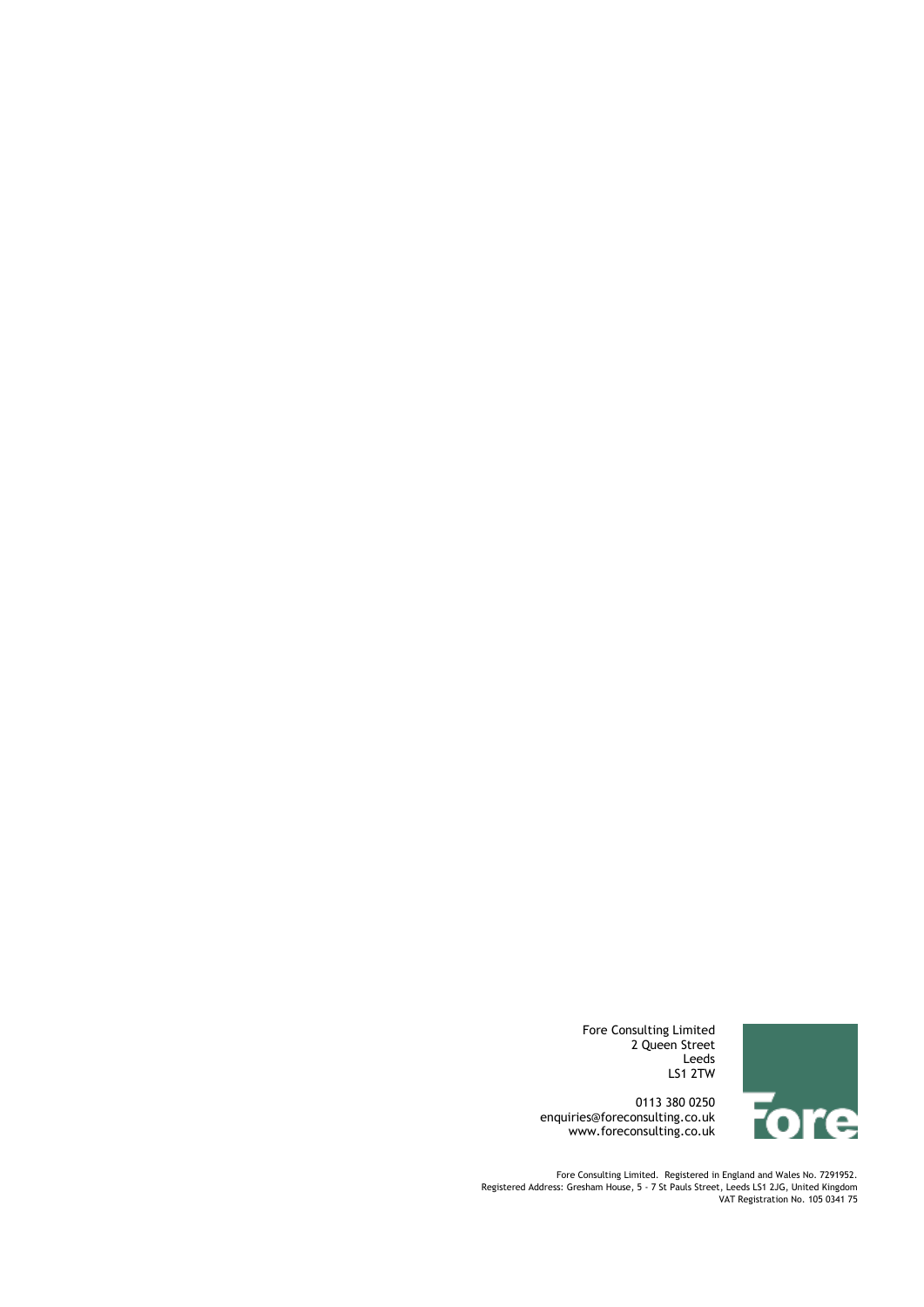Fore Consulting Limited
2 Queen Street
Leeds
LS1 2TW

0113 380 0250
enquiries@foreconsulting.co.uk
www.foreconsulting.co.uk

Fore

Fore Consulting Limited. Registered in England and Wales No. 7291952.
Registered Address: Gresham House, 5 - 7 St Pauls Street, Leeds LS1 2JG, United Kingdom
VAT Registration No. 105 0341 75